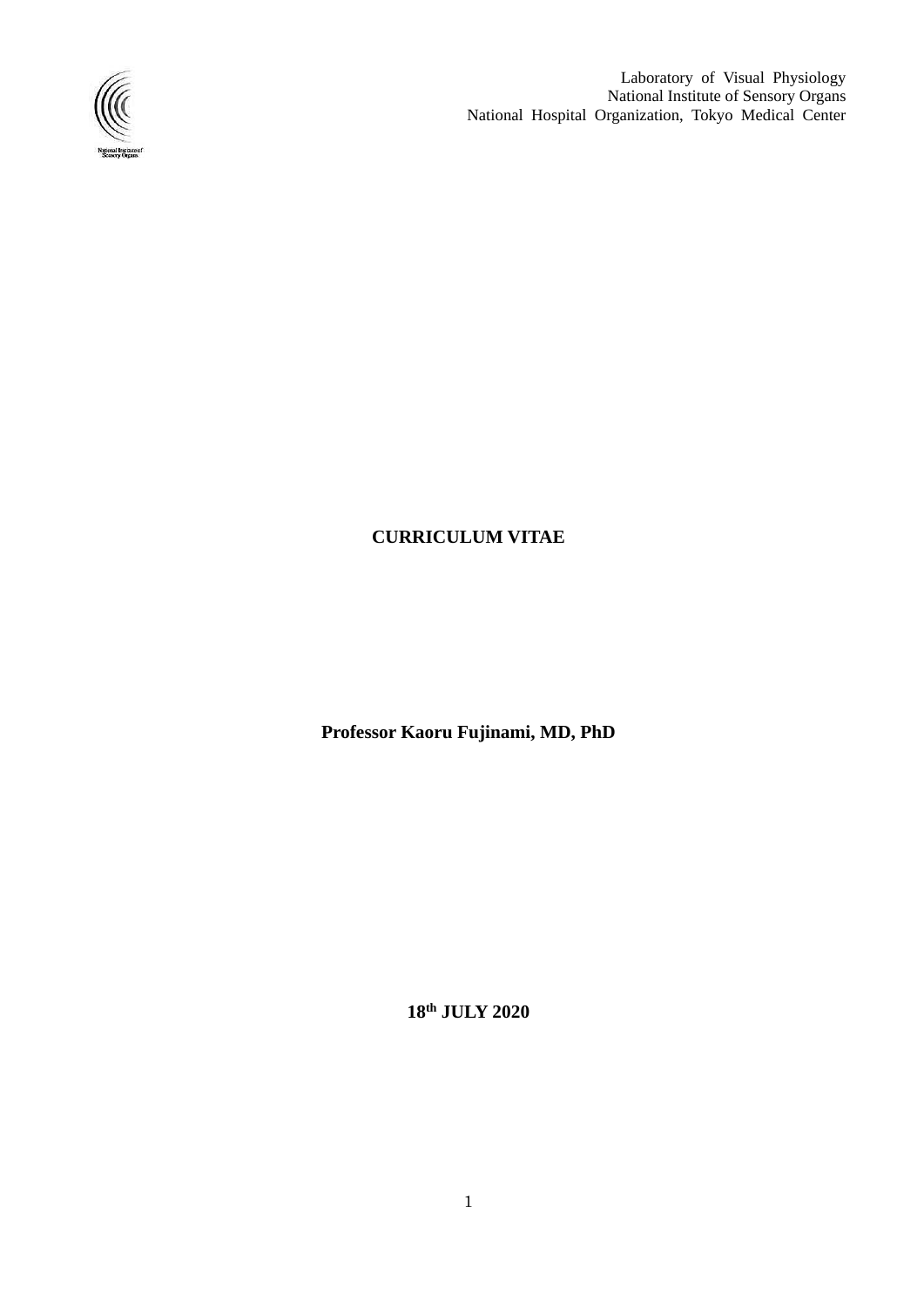Laboratory of Visual Physiology
National Institute of Sensory Organs
National Hospital Organization, Tokyo Medical Center

**CURRICULUM VITAE**

**Professor Kaoru Fujinami, MD, PhD**

**18th JULY 2020**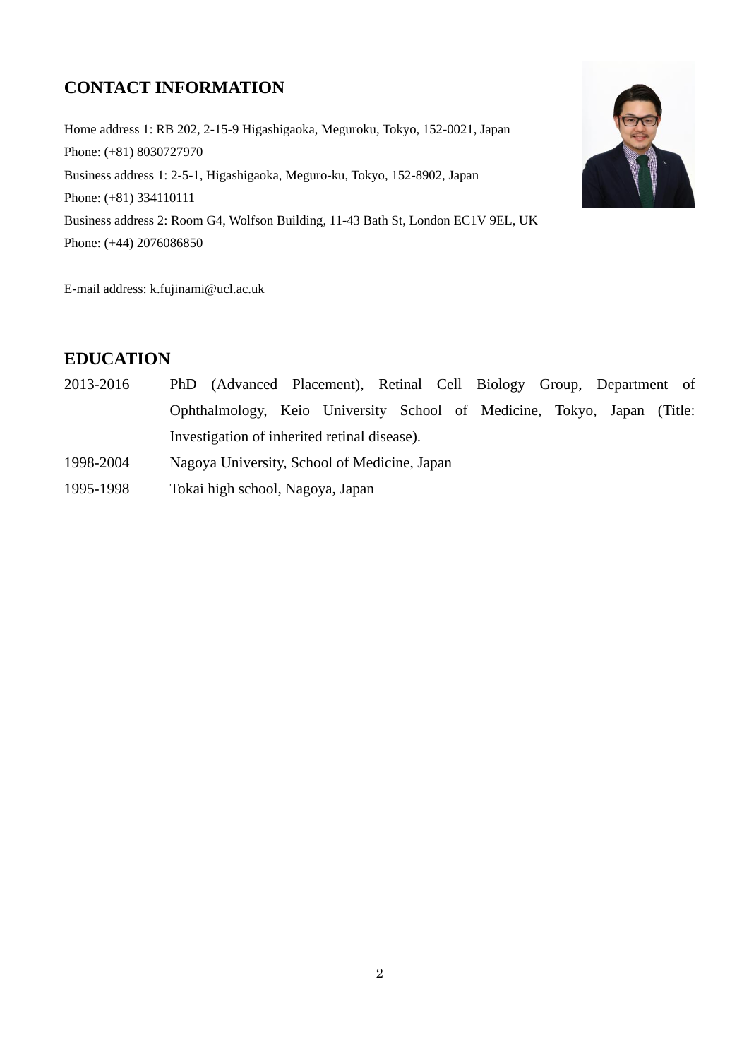## CONTACT INFORMATION

Home address 1: RB 202, 2-15-9 Higashigaoka, Meguroku, Tokyo, 152-0021, Japan
Phone: (+81) 8030727970
Business address 1: 2-5-1, Higashigaoka, Meguro-ku, Tokyo, 152-8902, Japan
Phone: (+81) 334110111
Business address 2: Room G4, Wolfson Building, 11-43 Bath St, London EC1V 9EL, UK
Phone: (+44) 2076086850

E-mail address: k.fujinami@ucl.ac.uk

## EDUCATION

| | |
|---|---|
| 2013-2016 | PhD (Advanced Placement), Retinal Cell Biology Group, Department of Ophthalmology, Keio University School of Medicine, Tokyo, Japan (Title: Investigation of inherited retinal disease). |
| 1998-2004 | Nagoya University, School of Medicine, Japan |
| 1995-1998 | Tokai high school, Nagoya, Japan |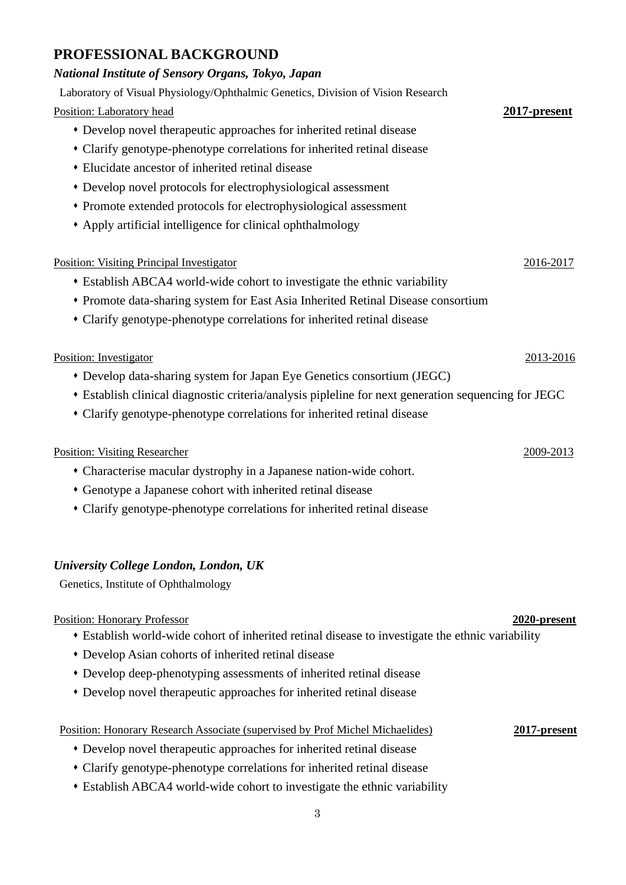## PROFESSIONAL BACKGROUND

### *National Institute of Sensory Organs, Tokyo, Japan*

Laboratory of Visual Physiology/Ophthalmic Genetics, Division of Vision Research

Position: Laboratory head **2017-present**

- Develop novel therapeutic approaches for inherited retinal disease
- Clarify genotype-phenotype correlations for inherited retinal disease
- Elucidate ancestor of inherited retinal disease
- Develop novel protocols for electrophysiological assessment
- Promote extended protocols for electrophysiological assessment
- Apply artificial intelligence for clinical ophthalmology

Position: Visiting Principal Investigator 2016-2017

- Establish ABCA4 world-wide cohort to investigate the ethnic variability
- Promote data-sharing system for East Asia Inherited Retinal Disease consortium
- Clarify genotype-phenotype correlations for inherited retinal disease

Position: Investigator 2013-2016

- Develop data-sharing system for Japan Eye Genetics consortium (JEGC)
- Establish clinical diagnostic criteria/analysis pipleline for next generation sequencing for JEGC
- Clarify genotype-phenotype correlations for inherited retinal disease

Position: Visiting Researcher 2009-2013

- Characterise macular dystrophy in a Japanese nation-wide cohort.
- Genotype a Japanese cohort with inherited retinal disease
- Clarify genotype-phenotype correlations for inherited retinal disease

### *University College London, London, UK*

Genetics, Institute of Ophthalmology

Position: Honorary Professor **2020-present**

- Establish world-wide cohort of inherited retinal disease to investigate the ethnic variability
- Develop Asian cohorts of inherited retinal disease
- Develop deep-phenotyping assessments of inherited retinal disease
- Develop novel therapeutic approaches for inherited retinal disease

Position: Honorary Research Associate (supervised by Prof Michel Michaelides) **2017-present**

- Develop novel therapeutic approaches for inherited retinal disease
- Clarify genotype-phenotype correlations for inherited retinal disease
- Establish ABCA4 world-wide cohort to investigate the ethnic variability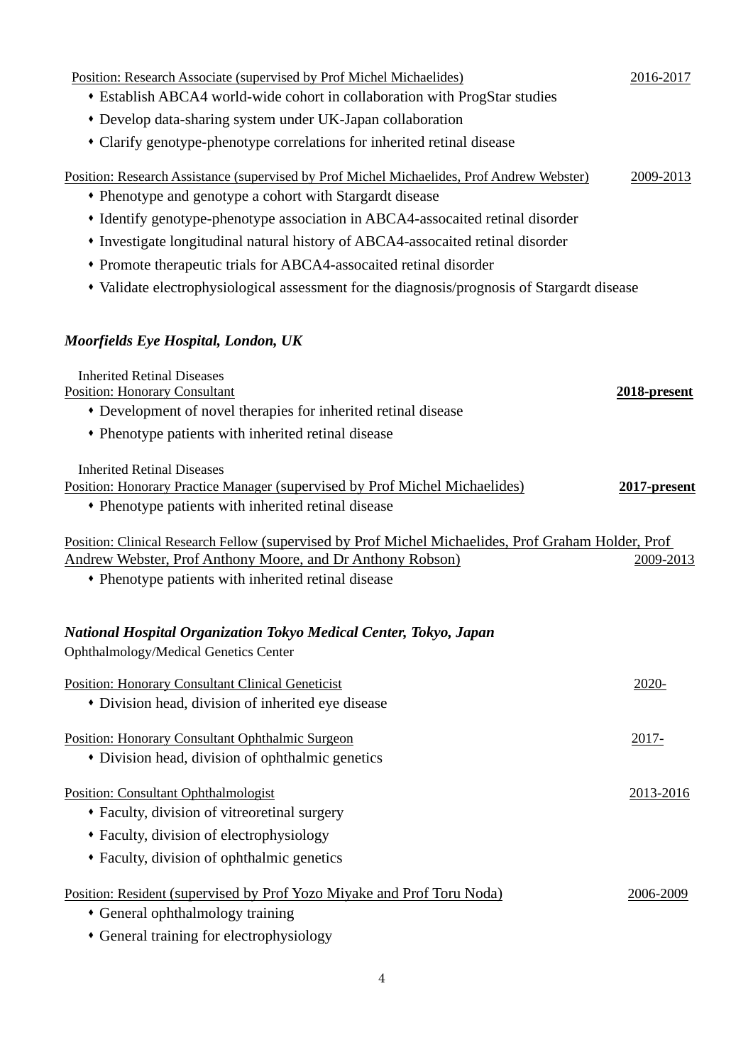Position: Research Associate (supervised by Prof Michel Michaelides) 2016-2017

- Establish ABCA4 world-wide cohort in collaboration with ProgStar studies
- Develop data-sharing system under UK-Japan collaboration
- Clarify genotype-phenotype correlations for inherited retinal disease

Position: Research Assistance (supervised by Prof Michel Michaelides, Prof Andrew Webster) 2009-2013

- Phenotype and genotype a cohort with Stargardt disease
- Identify genotype-phenotype association in ABCA4-assocaited retinal disorder
- Investigate longitudinal natural history of ABCA4-assocaited retinal disorder
- Promote therapeutic trials for ABCA4-assocaited retinal disorder
- Validate electrophysiological assessment for the diagnosis/prognosis of Stargardt disease

### *Moorfields Eye Hospital, London, UK*

Inherited Retinal Diseases
Position: Honorary Consultant **2018-present**

- Development of novel therapies for inherited retinal disease
- Phenotype patients with inherited retinal disease

Inherited Retinal Diseases
Position: Honorary Practice Manager (supervised by Prof Michel Michaelides) **2017-present**

- Phenotype patients with inherited retinal disease

Position: Clinical Research Fellow (supervised by Prof Michel Michaelides, Prof Graham Holder, Prof Andrew Webster, Prof Anthony Moore, and Dr Anthony Robson) 2009-2013

- Phenotype patients with inherited retinal disease

### *National Hospital Organization Tokyo Medical Center, Tokyo, Japan*

Ophthalmology/Medical Genetics Center

Position: Honorary Consultant Clinical Geneticist 2020-

- Division head, division of inherited eye disease

Position: Honorary Consultant Ophthalmic Surgeon 2017-

- Division head, division of ophthalmic genetics

Position: Consultant Ophthalmologist 2013-2016

- Faculty, division of vitreoretinal surgery
- Faculty, division of electrophysiology
- Faculty, division of ophthalmic genetics

Position: Resident (supervised by Prof Yozo Miyake and Prof Toru Noda) 2006-2009

- General ophthalmology training
- General training for electrophysiology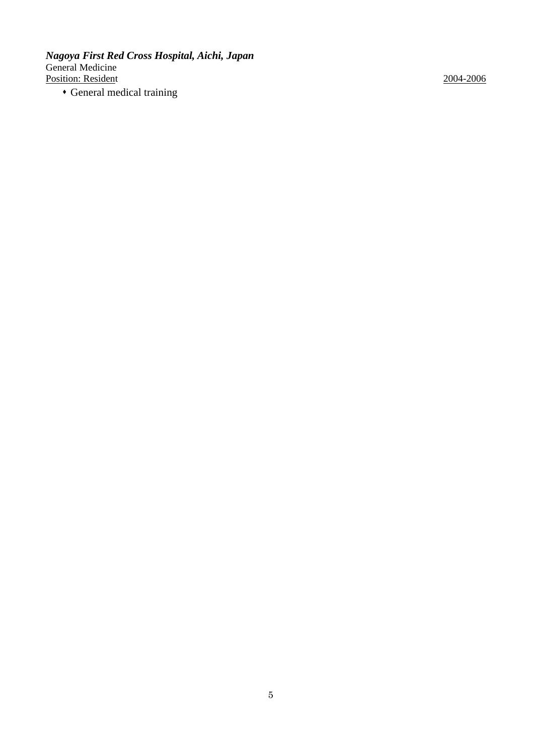***Nagoya First Red Cross Hospital, Aichi, Japan***
General Medicine
Position: Resident 2004-2006

- General medical training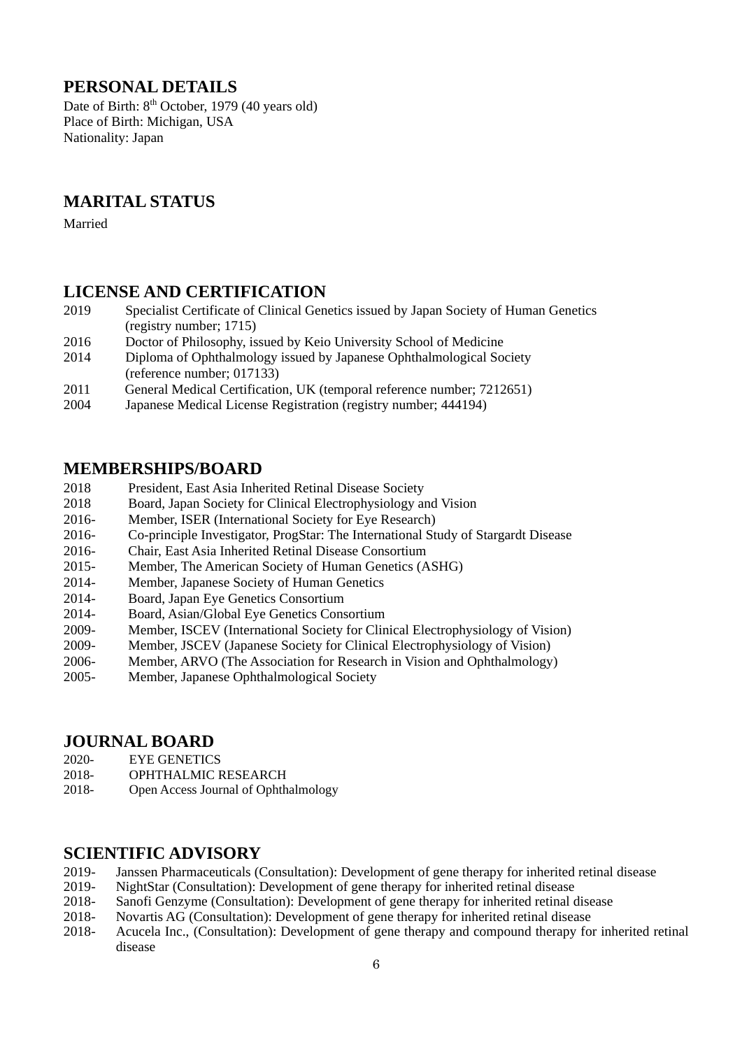## PERSONAL DETAILS

Date of Birth: 8th October, 1979 (40 years old)
Place of Birth: Michigan, USA
Nationality: Japan

## MARITAL STATUS

Married

## LICENSE AND CERTIFICATION

| | |
|---|---|
| 2019 | Specialist Certificate of Clinical Genetics issued by Japan Society of Human Genetics (registry number; 1715) |
| 2016 | Doctor of Philosophy, issued by Keio University School of Medicine |
| 2014 | Diploma of Ophthalmology issued by Japanese Ophthalmological Society (reference number; 017133) |
| 2011 | General Medical Certification, UK (temporal reference number; 7212651) |
| 2004 | Japanese Medical License Registration (registry number; 444194) |

## MEMBERSHIPS/BOARD

| | |
|---|---|
| 2018 | President, East Asia Inherited Retinal Disease Society |
| 2018 | Board, Japan Society for Clinical Electrophysiology and Vision |
| 2016- | Member, ISER (International Society for Eye Research) |
| 2016- | Co-principle Investigator, ProgStar: The International Study of Stargardt Disease |
| 2016- | Chair, East Asia Inherited Retinal Disease Consortium |
| 2015- | Member, The American Society of Human Genetics (ASHG) |
| 2014- | Member, Japanese Society of Human Genetics |
| 2014- | Board, Japan Eye Genetics Consortium |
| 2014- | Board, Asian/Global Eye Genetics Consortium |
| 2009- | Member, ISCEV (International Society for Clinical Electrophysiology of Vision) |
| 2009- | Member, JSCEV (Japanese Society for Clinical Electrophysiology of Vision) |
| 2006- | Member, ARVO (The Association for Research in Vision and Ophthalmology) |
| 2005- | Member, Japanese Ophthalmological Society |

## JOURNAL BOARD

| | |
|---|---|
| 2020- | EYE GENETICS |
| 2018- | OPHTHALMIC RESEARCH |
| 2018- | Open Access Journal of Ophthalmology |

## SCIENTIFIC ADVISORY

| | |
|---|---|
| 2019- | Janssen Pharmaceuticals (Consultation): Development of gene therapy for inherited retinal disease |
| 2019- | NightStar (Consultation): Development of gene therapy for inherited retinal disease |
| 2018- | Sanofi Genzyme (Consultation): Development of gene therapy for inherited retinal disease |
| 2018- | Novartis AG (Consultation): Development of gene therapy for inherited retinal disease |
| 2018- | Acucela Inc., (Consultation): Development of gene therapy and compound therapy for inherited retinal disease |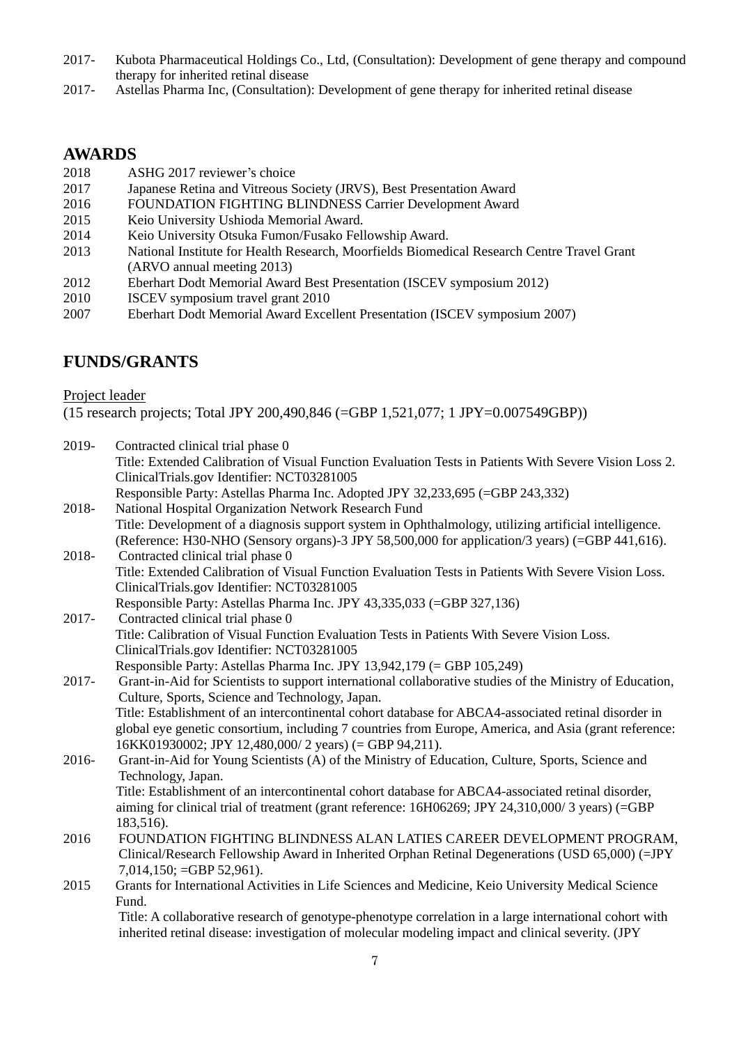2017- Kubota Pharmaceutical Holdings Co., Ltd, (Consultation): Development of gene therapy and compound therapy for inherited retinal disease

2017- Astellas Pharma Inc, (Consultation): Development of gene therapy for inherited retinal disease

## AWARDS

2018 ASHG 2017 reviewer's choice

2017 Japanese Retina and Vitreous Society (JRVS), Best Presentation Award

2016 FOUNDATION FIGHTING BLINDNESS Carrier Development Award

2015 Keio University Ushioda Memorial Award.

2014 Keio University Otsuka Fumon/Fusako Fellowship Award.

2013 National Institute for Health Research, Moorfields Biomedical Research Centre Travel Grant (ARVO annual meeting 2013)

2012 Eberhart Dodt Memorial Award Best Presentation (ISCEV symposium 2012)

2010 ISCEV symposium travel grant 2010

2007 Eberhart Dodt Memorial Award Excellent Presentation (ISCEV symposium 2007)

## FUNDS/GRANTS

Project leader

(15 research projects; Total JPY 200,490,846 (=GBP 1,521,077; 1 JPY=0.007549GBP))

2019- Contracted clinical trial phase 0
Title: Extended Calibration of Visual Function Evaluation Tests in Patients With Severe Vision Loss 2.
ClinicalTrials.gov Identifier: NCT03281005
Responsible Party: Astellas Pharma Inc. Adopted JPY 32,233,695 (=GBP 243,332)

2018- National Hospital Organization Network Research Fund
Title: Development of a diagnosis support system in Ophthalmology, utilizing artificial intelligence.
(Reference: H30-NHO (Sensory organs)-3 JPY 58,500,000 for application/3 years) (=GBP 441,616).

2018- Contracted clinical trial phase 0
Title: Extended Calibration of Visual Function Evaluation Tests in Patients With Severe Vision Loss.
ClinicalTrials.gov Identifier: NCT03281005
Responsible Party: Astellas Pharma Inc. JPY 43,335,033 (=GBP 327,136)

2017- Contracted clinical trial phase 0
Title: Calibration of Visual Function Evaluation Tests in Patients With Severe Vision Loss.
ClinicalTrials.gov Identifier: NCT03281005
Responsible Party: Astellas Pharma Inc. JPY 13,942,179 (= GBP 105,249)

2017- Grant-in-Aid for Scientists to support international collaborative studies of the Ministry of Education, Culture, Sports, Science and Technology, Japan.
Title: Establishment of an intercontinental cohort database for ABCA4-associated retinal disorder in global eye genetic consortium, including 7 countries from Europe, America, and Asia (grant reference: 16KK01930002; JPY 12,480,000/ 2 years) (= GBP 94,211).

2016- Grant-in-Aid for Young Scientists (A) of the Ministry of Education, Culture, Sports, Science and Technology, Japan.
Title: Establishment of an intercontinental cohort database for ABCA4-associated retinal disorder, aiming for clinical trial of treatment (grant reference: 16H06269; JPY 24,310,000/ 3 years) (=GBP 183,516).

2016 FOUNDATION FIGHTING BLINDNESS ALAN LATIES CAREER DEVELOPMENT PROGRAM, Clinical/Research Fellowship Award in Inherited Orphan Retinal Degenerations (USD 65,000) (=JPY 7,014,150; =GBP 52,961).

2015 Grants for International Activities in Life Sciences and Medicine, Keio University Medical Science Fund.
Title: A collaborative research of genotype-phenotype correlation in a large international cohort with inherited retinal disease: investigation of molecular modeling impact and clinical severity. (JPY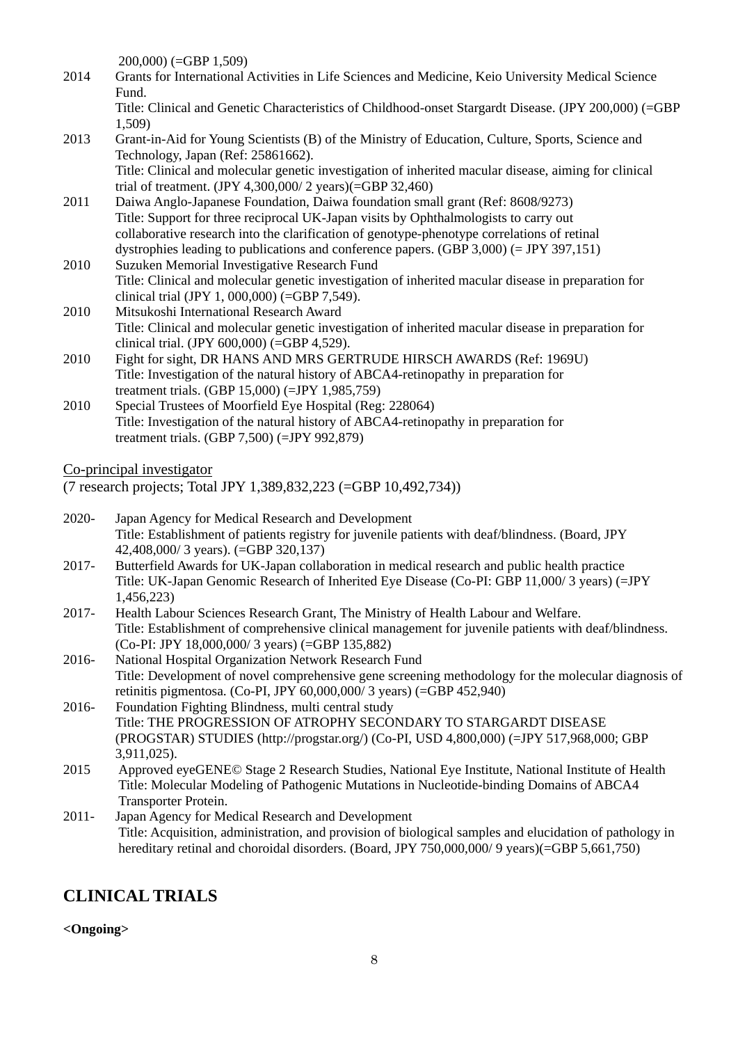200,000) (=GBP 1,509)

2014 Grants for International Activities in Life Sciences and Medicine, Keio University Medical Science Fund.
Title: Clinical and Genetic Characteristics of Childhood-onset Stargardt Disease. (JPY 200,000) (=GBP 1,509)

2013 Grant-in-Aid for Young Scientists (B) of the Ministry of Education, Culture, Sports, Science and Technology, Japan (Ref: 25861662).
Title: Clinical and molecular genetic investigation of inherited macular disease, aiming for clinical trial of treatment. (JPY 4,300,000/ 2 years)(=GBP 32,460)

2011 Daiwa Anglo-Japanese Foundation, Daiwa foundation small grant (Ref: 8608/9273)
Title: Support for three reciprocal UK-Japan visits by Ophthalmologists to carry out collaborative research into the clarification of genotype-phenotype correlations of retinal dystrophies leading to publications and conference papers. (GBP 3,000) (= JPY 397,151)

2010 Suzuken Memorial Investigative Research Fund
Title: Clinical and molecular genetic investigation of inherited macular disease in preparation for clinical trial (JPY 1, 000,000) (=GBP 7,549).

2010 Mitsukoshi International Research Award
Title: Clinical and molecular genetic investigation of inherited macular disease in preparation for clinical trial. (JPY 600,000) (=GBP 4,529).

2010 Fight for sight, DR HANS AND MRS GERTRUDE HIRSCH AWARDS (Ref: 1969U)
Title: Investigation of the natural history of ABCA4-retinopathy in preparation for treatment trials. (GBP 15,000) (=JPY 1,985,759)

2010 Special Trustees of Moorfield Eye Hospital (Reg: 228064)
Title: Investigation of the natural history of ABCA4-retinopathy in preparation for treatment trials. (GBP 7,500) (=JPY 992,879)

Co-principal investigator

(7 research projects; Total JPY 1,389,832,223 (=GBP 10,492,734))

2020- Japan Agency for Medical Research and Development
Title: Establishment of patients registry for juvenile patients with deaf/blindness. (Board, JPY 42,408,000/ 3 years). (=GBP 320,137)

2017- Butterfield Awards for UK-Japan collaboration in medical research and public health practice
Title: UK-Japan Genomic Research of Inherited Eye Disease (Co-PI: GBP 11,000/ 3 years) (=JPY 1,456,223)

2017- Health Labour Sciences Research Grant, The Ministry of Health Labour and Welfare.
Title: Establishment of comprehensive clinical management for juvenile patients with deaf/blindness. (Co-PI: JPY 18,000,000/ 3 years) (=GBP 135,882)

2016- National Hospital Organization Network Research Fund
Title: Development of novel comprehensive gene screening methodology for the molecular diagnosis of retinitis pigmentosa. (Co-PI, JPY 60,000,000/ 3 years) (=GBP 452,940)

2016- Foundation Fighting Blindness, multi central study
Title: THE PROGRESSION OF ATROPHY SECONDARY TO STARGARDT DISEASE (PROGSTAR) STUDIES (http://progstar.org/) (Co-PI, USD 4,800,000) (=JPY 517,968,000; GBP 3,911,025).

2015 Approved eyeGENE© Stage 2 Research Studies, National Eye Institute, National Institute of Health
Title: Molecular Modeling of Pathogenic Mutations in Nucleotide-binding Domains of ABCA4 Transporter Protein.

2011- Japan Agency for Medical Research and Development
Title: Acquisition, administration, and provision of biological samples and elucidation of pathology in hereditary retinal and choroidal disorders. (Board, JPY 750,000,000/ 9 years)(=GBP 5,661,750)

## CLINICAL TRIALS

**<Ongoing>**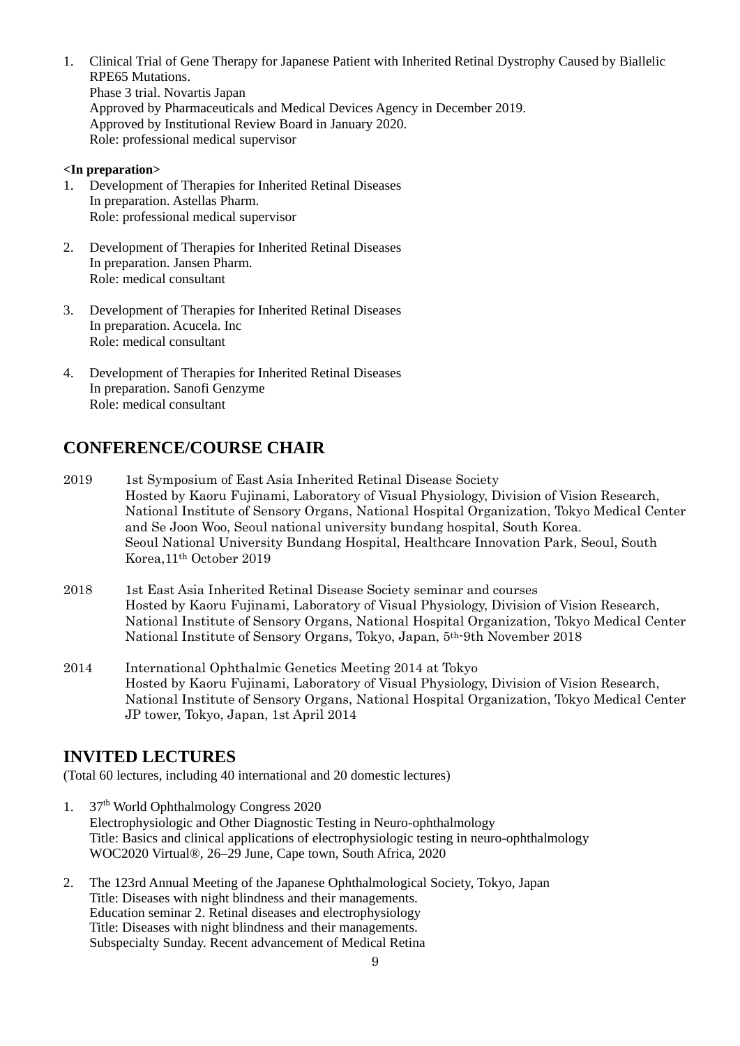1. Clinical Trial of Gene Therapy for Japanese Patient with Inherited Retinal Dystrophy Caused by Biallelic RPE65 Mutations.  
   Phase 3 trial. Novartis Japan  
   Approved by Pharmaceuticals and Medical Devices Agency in December 2019.  
   Approved by Institutional Review Board in January 2020.  
   Role: professional medical supervisor

**<In preparation>**

1. Development of Therapies for Inherited Retinal Diseases  
   In preparation. Astellas Pharm.  
   Role: professional medical supervisor

2. Development of Therapies for Inherited Retinal Diseases  
   In preparation. Jansen Pharm.  
   Role: medical consultant

3. Development of Therapies for Inherited Retinal Diseases  
   In preparation. Acucela. Inc  
   Role: medical consultant

4. Development of Therapies for Inherited Retinal Diseases  
   In preparation. Sanofi Genzyme  
   Role: medical consultant

## CONFERENCE/COURSE CHAIR

2019 1st Symposium of East Asia Inherited Retinal Disease Society  
Hosted by Kaoru Fujinami, Laboratory of Visual Physiology, Division of Vision Research, National Institute of Sensory Organs, National Hospital Organization, Tokyo Medical Center and Se Joon Woo, Seoul national university bundang hospital, South Korea.  
Seoul National University Bundang Hospital, Healthcare Innovation Park, Seoul, South Korea, 11th October 2019

2018 1st East Asia Inherited Retinal Disease Society seminar and courses  
Hosted by Kaoru Fujinami, Laboratory of Visual Physiology, Division of Vision Research, National Institute of Sensory Organs, National Hospital Organization, Tokyo Medical Center  
National Institute of Sensory Organs, Tokyo, Japan, 5th-9th November 2018

2014 International Ophthalmic Genetics Meeting 2014 at Tokyo  
Hosted by Kaoru Fujinami, Laboratory of Visual Physiology, Division of Vision Research, National Institute of Sensory Organs, National Hospital Organization, Tokyo Medical Center  
JP tower, Tokyo, Japan, 1st April 2014

## INVITED LECTURES

(Total 60 lectures, including 40 international and 20 domestic lectures)

1. 37th World Ophthalmology Congress 2020  
   Electrophysiologic and Other Diagnostic Testing in Neuro-ophthalmology  
   Title: Basics and clinical applications of electrophysiologic testing in neuro-ophthalmology  
   WOC2020 Virtual®, 26–29 June, Cape town, South Africa, 2020

2. The 123rd Annual Meeting of the Japanese Ophthalmological Society, Tokyo, Japan  
   Title: Diseases with night blindness and their managements.  
   Education seminar 2. Retinal diseases and electrophysiology  
   Title: Diseases with night blindness and their managements.  
   Subspecialty Sunday. Recent advancement of Medical Retina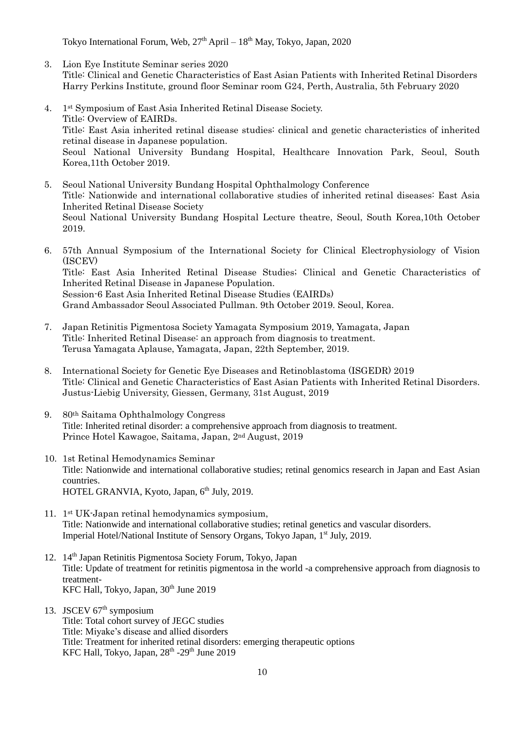Tokyo International Forum, Web, 27th April – 18th May, Tokyo, Japan, 2020

3. Lion Eye Institute Seminar series 2020
   Title: Clinical and Genetic Characteristics of East Asian Patients with Inherited Retinal Disorders
   Harry Perkins Institute, ground floor Seminar room G24, Perth, Australia, 5th February 2020

4. 1st Symposium of East Asia Inherited Retinal Disease Society.
   Title: Overview of EAIRDs.
   Title: East Asia inherited retinal disease studies: clinical and genetic characteristics of inherited retinal disease in Japanese population.
   Seoul National University Bundang Hospital, Healthcare Innovation Park, Seoul, South Korea,11th October 2019.

5. Seoul National University Bundang Hospital Ophthalmology Conference
   Title: Nationwide and international collaborative studies of inherited retinal diseases: East Asia Inherited Retinal Disease Society
   Seoul National University Bundang Hospital Lecture theatre, Seoul, South Korea,10th October 2019.

6. 57th Annual Symposium of the International Society for Clinical Electrophysiology of Vision (ISCEV)
   Title: East Asia Inherited Retinal Disease Studies; Clinical and Genetic Characteristics of Inherited Retinal Disease in Japanese Population.
   Session-6 East Asia Inherited Retinal Disease Studies (EAIRDs)
   Grand Ambassador Seoul Associated Pullman. 9th October 2019. Seoul, Korea.

7. Japan Retinitis Pigmentosa Society Yamagata Symposium 2019, Yamagata, Japan
   Title: Inherited Retinal Disease: an approach from diagnosis to treatment.
   Terusa Yamagata Aplause, Yamagata, Japan, 22th September, 2019.

8. International Society for Genetic Eye Diseases and Retinoblastoma (ISGEDR) 2019
   Title: Clinical and Genetic Characteristics of East Asian Patients with Inherited Retinal Disorders.
   Justus-Liebig University, Giessen, Germany, 31st August, 2019

9. 80th Saitama Ophthalmology Congress
   Title: Inherited retinal disorder: a comprehensive approach from diagnosis to treatment.
   Prince Hotel Kawagoe, Saitama, Japan, 2nd August, 2019

10. 1st Retinal Hemodynamics Seminar
    Title: Nationwide and international collaborative studies; retinal genomics research in Japan and East Asian countries.
    HOTEL GRANVIA, Kyoto, Japan, 6th July, 2019.

11. 1st UK-Japan retinal hemodynamics symposium,
    Title: Nationwide and international collaborative studies; retinal genetics and vascular disorders.
    Imperial Hotel/National Institute of Sensory Organs, Tokyo Japan, 1st July, 2019.

12. 14th Japan Retinitis Pigmentosa Society Forum, Tokyo, Japan
    Title: Update of treatment for retinitis pigmentosa in the world -a comprehensive approach from diagnosis to treatment-
    KFC Hall, Tokyo, Japan, 30th June 2019

13. JSCEV 67th symposium
    Title: Total cohort survey of JEGC studies
    Title: Miyake's disease and allied disorders
    Title: Treatment for inherited retinal disorders: emerging therapeutic options
    KFC Hall, Tokyo, Japan, 28th -29th June 2019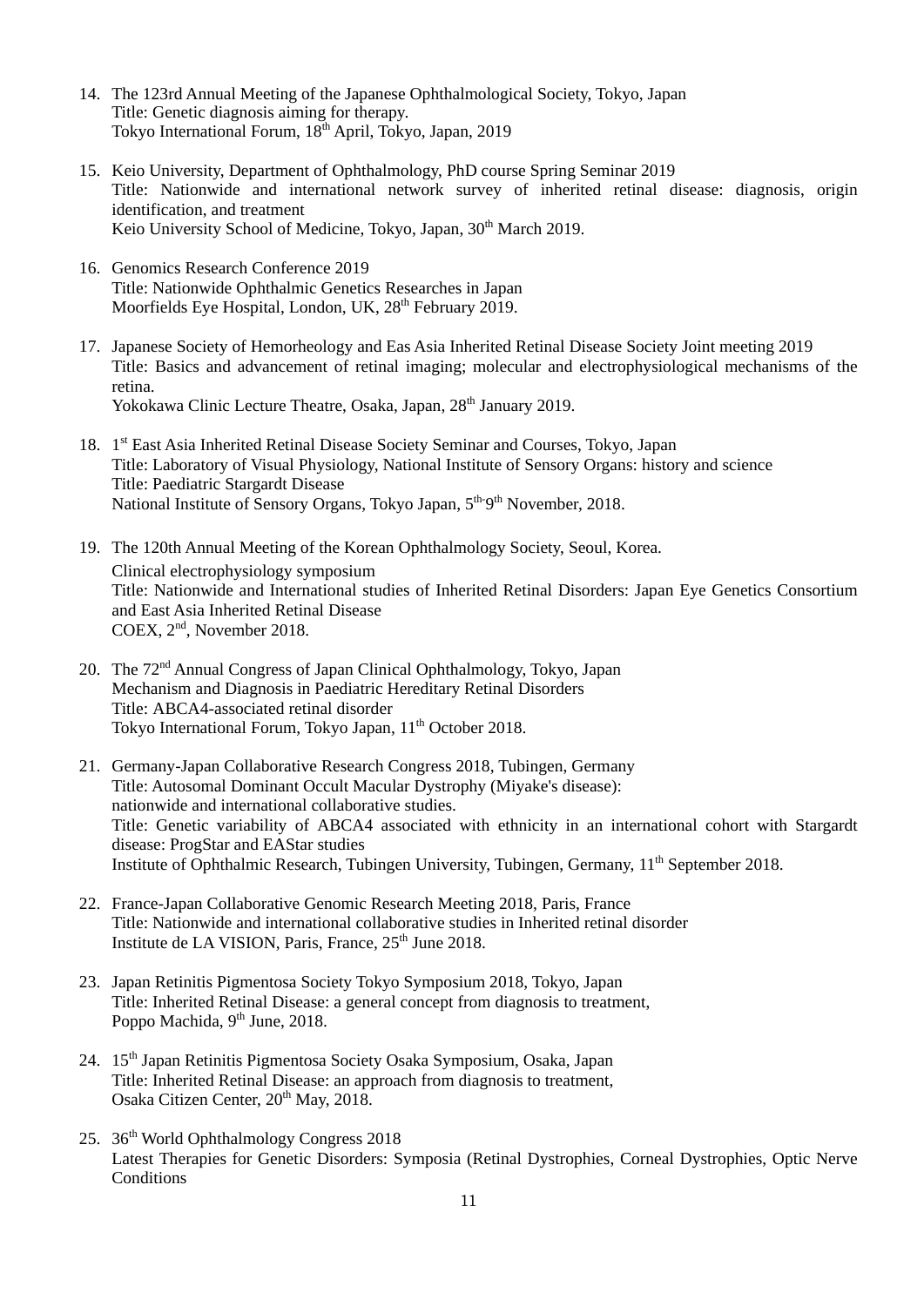14. The 123rd Annual Meeting of the Japanese Ophthalmological Society, Tokyo, Japan
    Title: Genetic diagnosis aiming for therapy.
    Tokyo International Forum, 18th April, Tokyo, Japan, 2019

15. Keio University, Department of Ophthalmology, PhD course Spring Seminar 2019
    Title: Nationwide and international network survey of inherited retinal disease: diagnosis, origin identification, and treatment
    Keio University School of Medicine, Tokyo, Japan, 30th March 2019.

16. Genomics Research Conference 2019
    Title: Nationwide Ophthalmic Genetics Researches in Japan
    Moorfields Eye Hospital, London, UK, 28th February 2019.

17. Japanese Society of Hemorheology and Eas Asia Inherited Retinal Disease Society Joint meeting 2019
    Title: Basics and advancement of retinal imaging; molecular and electrophysiological mechanisms of the retina.
    Yokokawa Clinic Lecture Theatre, Osaka, Japan, 28th January 2019.

18. 1st East Asia Inherited Retinal Disease Society Seminar and Courses, Tokyo, Japan
    Title: Laboratory of Visual Physiology, National Institute of Sensory Organs: history and science
    Title: Paediatric Stargardt Disease
    National Institute of Sensory Organs, Tokyo Japan, 5th-9th November, 2018.

19. The 120th Annual Meeting of the Korean Ophthalmology Society, Seoul, Korea.
    Clinical electrophysiology symposium
    Title: Nationwide and International studies of Inherited Retinal Disorders: Japan Eye Genetics Consortium and East Asia Inherited Retinal Disease
    COEX, 2nd, November 2018.

20. The 72nd Annual Congress of Japan Clinical Ophthalmology, Tokyo, Japan
    Mechanism and Diagnosis in Paediatric Hereditary Retinal Disorders
    Title: ABCA4-associated retinal disorder
    Tokyo International Forum, Tokyo Japan, 11th October 2018.

21. Germany-Japan Collaborative Research Congress 2018, Tubingen, Germany
    Title: Autosomal Dominant Occult Macular Dystrophy (Miyake's disease): nationwide and international collaborative studies.
    Title: Genetic variability of ABCA4 associated with ethnicity in an international cohort with Stargardt disease: ProgStar and EAStar studies
    Institute of Ophthalmic Research, Tubingen University, Tubingen, Germany, 11th September 2018.

22. France-Japan Collaborative Genomic Research Meeting 2018, Paris, France
    Title: Nationwide and international collaborative studies in Inherited retinal disorder
    Institute de LA VISION, Paris, France, 25th June 2018.

23. Japan Retinitis Pigmentosa Society Tokyo Symposium 2018, Tokyo, Japan
    Title: Inherited Retinal Disease: a general concept from diagnosis to treatment,
    Poppo Machida, 9th June, 2018.

24. 15th Japan Retinitis Pigmentosa Society Osaka Symposium, Osaka, Japan
    Title: Inherited Retinal Disease: an approach from diagnosis to treatment,
    Osaka Citizen Center, 20th May, 2018.

25. 36th World Ophthalmology Congress 2018
    Latest Therapies for Genetic Disorders: Symposia (Retinal Dystrophies, Corneal Dystrophies, Optic Nerve Conditions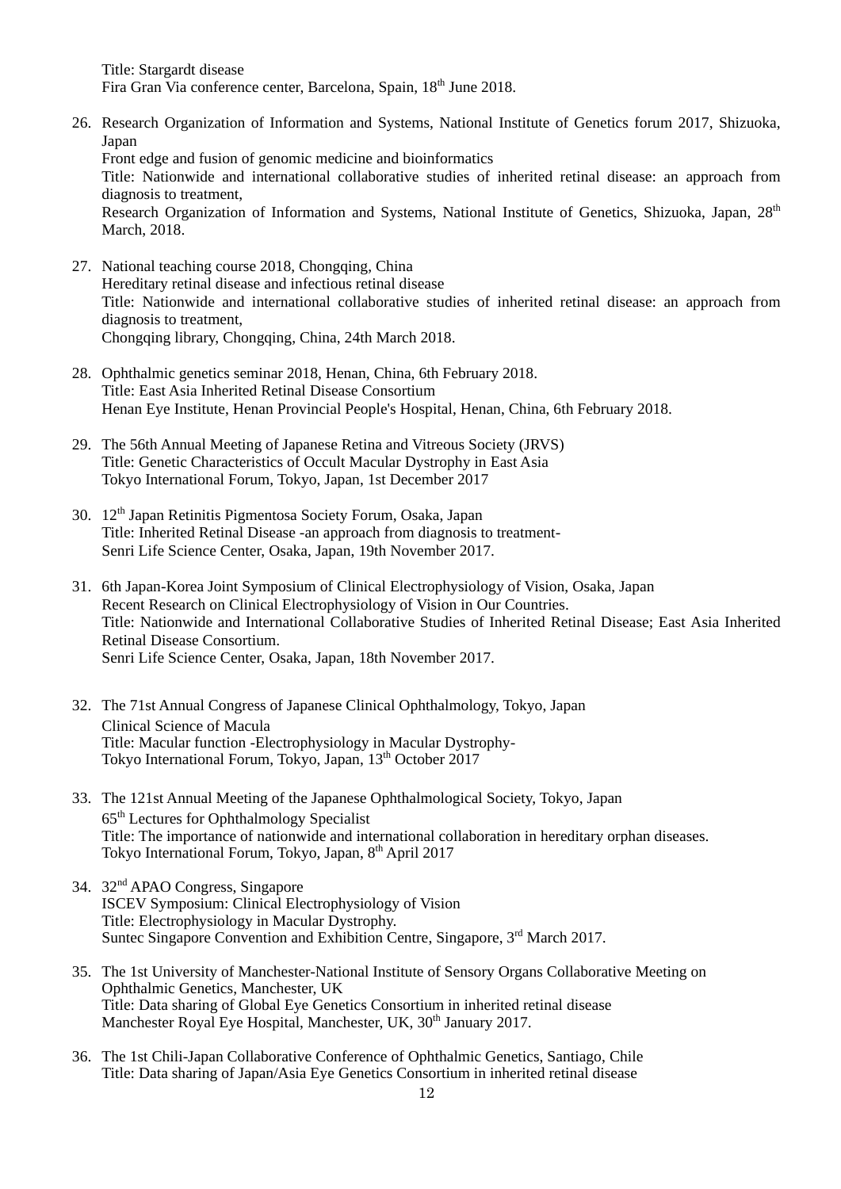Title: Stargardt disease
Fira Gran Via conference center, Barcelona, Spain, 18th June 2018.

26. Research Organization of Information and Systems, National Institute of Genetics forum 2017, Shizuoka, Japan
Front edge and fusion of genomic medicine and bioinformatics
Title: Nationwide and international collaborative studies of inherited retinal disease: an approach from diagnosis to treatment,
Research Organization of Information and Systems, National Institute of Genetics, Shizuoka, Japan, 28th March, 2018.

27. National teaching course 2018, Chongqing, China
Hereditary retinal disease and infectious retinal disease
Title: Nationwide and international collaborative studies of inherited retinal disease: an approach from diagnosis to treatment,
Chongqing library, Chongqing, China, 24th March 2018.

28. Ophthalmic genetics seminar 2018, Henan, China, 6th February 2018.
Title: East Asia Inherited Retinal Disease Consortium
Henan Eye Institute, Henan Provincial People's Hospital, Henan, China, 6th February 2018.

29. The 56th Annual Meeting of Japanese Retina and Vitreous Society (JRVS)
Title: Genetic Characteristics of Occult Macular Dystrophy in East Asia
Tokyo International Forum, Tokyo, Japan, 1st December 2017

30. 12th Japan Retinitis Pigmentosa Society Forum, Osaka, Japan
Title: Inherited Retinal Disease -an approach from diagnosis to treatment-
Senri Life Science Center, Osaka, Japan, 19th November 2017.

31. 6th Japan-Korea Joint Symposium of Clinical Electrophysiology of Vision, Osaka, Japan
Recent Research on Clinical Electrophysiology of Vision in Our Countries.
Title: Nationwide and International Collaborative Studies of Inherited Retinal Disease; East Asia Inherited Retinal Disease Consortium.
Senri Life Science Center, Osaka, Japan, 18th November 2017.

32. The 71st Annual Congress of Japanese Clinical Ophthalmology, Tokyo, Japan
Clinical Science of Macula
Title: Macular function -Electrophysiology in Macular Dystrophy-
Tokyo International Forum, Tokyo, Japan, 13th October 2017

33. The 121st Annual Meeting of the Japanese Ophthalmological Society, Tokyo, Japan
65th Lectures for Ophthalmology Specialist
Title: The importance of nationwide and international collaboration in hereditary orphan diseases.
Tokyo International Forum, Tokyo, Japan, 8th April 2017

34. 32nd APAO Congress, Singapore
ISCEV Symposium: Clinical Electrophysiology of Vision
Title: Electrophysiology in Macular Dystrophy.
Suntec Singapore Convention and Exhibition Centre, Singapore, 3rd March 2017.

35. The 1st University of Manchester-National Institute of Sensory Organs Collaborative Meeting on Ophthalmic Genetics, Manchester, UK
Title: Data sharing of Global Eye Genetics Consortium in inherited retinal disease
Manchester Royal Eye Hospital, Manchester, UK, 30th January 2017.

36. The 1st Chili-Japan Collaborative Conference of Ophthalmic Genetics, Santiago, Chile
Title: Data sharing of Japan/Asia Eye Genetics Consortium in inherited retinal disease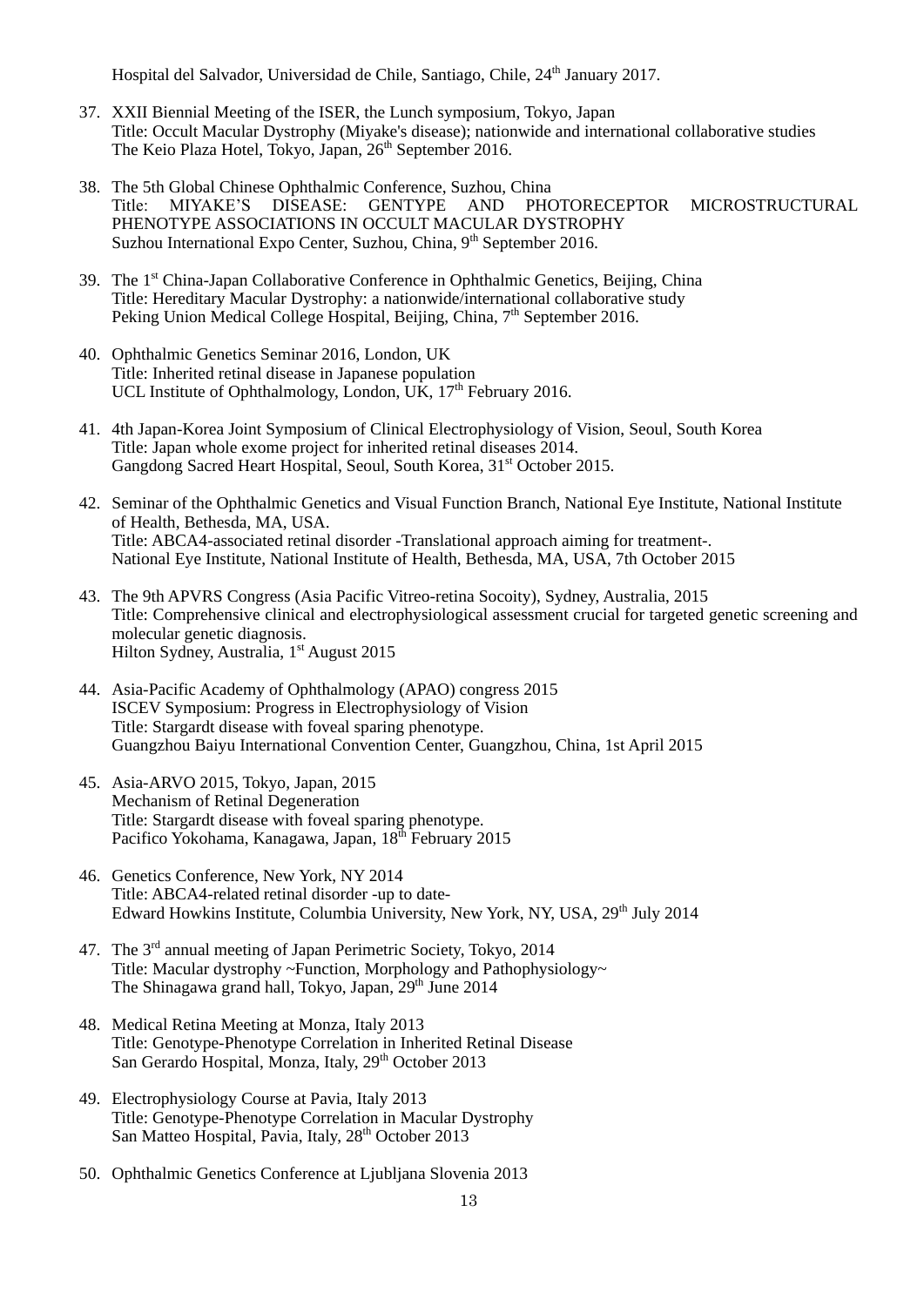Hospital del Salvador, Universidad de Chile, Santiago, Chile, 24th January 2017.

37. XXII Biennial Meeting of the ISER, the Lunch symposium, Tokyo, Japan
    Title: Occult Macular Dystrophy (Miyake's disease); nationwide and international collaborative studies
    The Keio Plaza Hotel, Tokyo, Japan, 26th September 2016.

38. The 5th Global Chinese Ophthalmic Conference, Suzhou, China
    Title: MIYAKE’S DISEASE: GENTYPE AND PHOTORECEPTOR MICROSTRUCTURAL PHENOTYPE ASSOCIATIONS IN OCCULT MACULAR DYSTROPHY
    Suzhou International Expo Center, Suzhou, China, 9th September 2016.

39. The 1st China-Japan Collaborative Conference in Ophthalmic Genetics, Beijing, China
    Title: Hereditary Macular Dystrophy: a nationwide/international collaborative study
    Peking Union Medical College Hospital, Beijing, China, 7th September 2016.

40. Ophthalmic Genetics Seminar 2016, London, UK
    Title: Inherited retinal disease in Japanese population
    UCL Institute of Ophthalmology, London, UK, 17th February 2016.

41. 4th Japan-Korea Joint Symposium of Clinical Electrophysiology of Vision, Seoul, South Korea
    Title: Japan whole exome project for inherited retinal diseases 2014.
    Gangdong Sacred Heart Hospital, Seoul, South Korea, 31st October 2015.

42. Seminar of the Ophthalmic Genetics and Visual Function Branch, National Eye Institute, National Institute of Health, Bethesda, MA, USA.
    Title: ABCA4-associated retinal disorder -Translational approach aiming for treatment-.
    National Eye Institute, National Institute of Health, Bethesda, MA, USA, 7th October 2015

43. The 9th APVRS Congress (Asia Pacific Vitreo-retina Socoity), Sydney, Australia, 2015
    Title: Comprehensive clinical and electrophysiological assessment crucial for targeted genetic screening and molecular genetic diagnosis.
    Hilton Sydney, Australia, 1st August 2015

44. Asia-Pacific Academy of Ophthalmology (APAO) congress 2015
    ISCEV Symposium: Progress in Electrophysiology of Vision
    Title: Stargardt disease with foveal sparing phenotype.
    Guangzhou Baiyu International Convention Center, Guangzhou, China, 1st April 2015

45. Asia-ARVO 2015, Tokyo, Japan, 2015
    Mechanism of Retinal Degeneration
    Title: Stargardt disease with foveal sparing phenotype.
    Pacifico Yokohama, Kanagawa, Japan, 18th February 2015

46. Genetics Conference, New York, NY 2014
    Title: ABCA4-related retinal disorder -up to date-
    Edward Howkins Institute, Columbia University, New York, NY, USA, 29th July 2014

47. The 3rd annual meeting of Japan Perimetric Society, Tokyo, 2014
    Title: Macular dystrophy ~Function, Morphology and Pathophysiology~
    The Shinagawa grand hall, Tokyo, Japan, 29th June 2014

48. Medical Retina Meeting at Monza, Italy 2013
    Title: Genotype-Phenotype Correlation in Inherited Retinal Disease
    San Gerardo Hospital, Monza, Italy, 29th October 2013

49. Electrophysiology Course at Pavia, Italy 2013
    Title: Genotype-Phenotype Correlation in Macular Dystrophy
    San Matteo Hospital, Pavia, Italy, 28th October 2013

50. Ophthalmic Genetics Conference at Ljubljana Slovenia 2013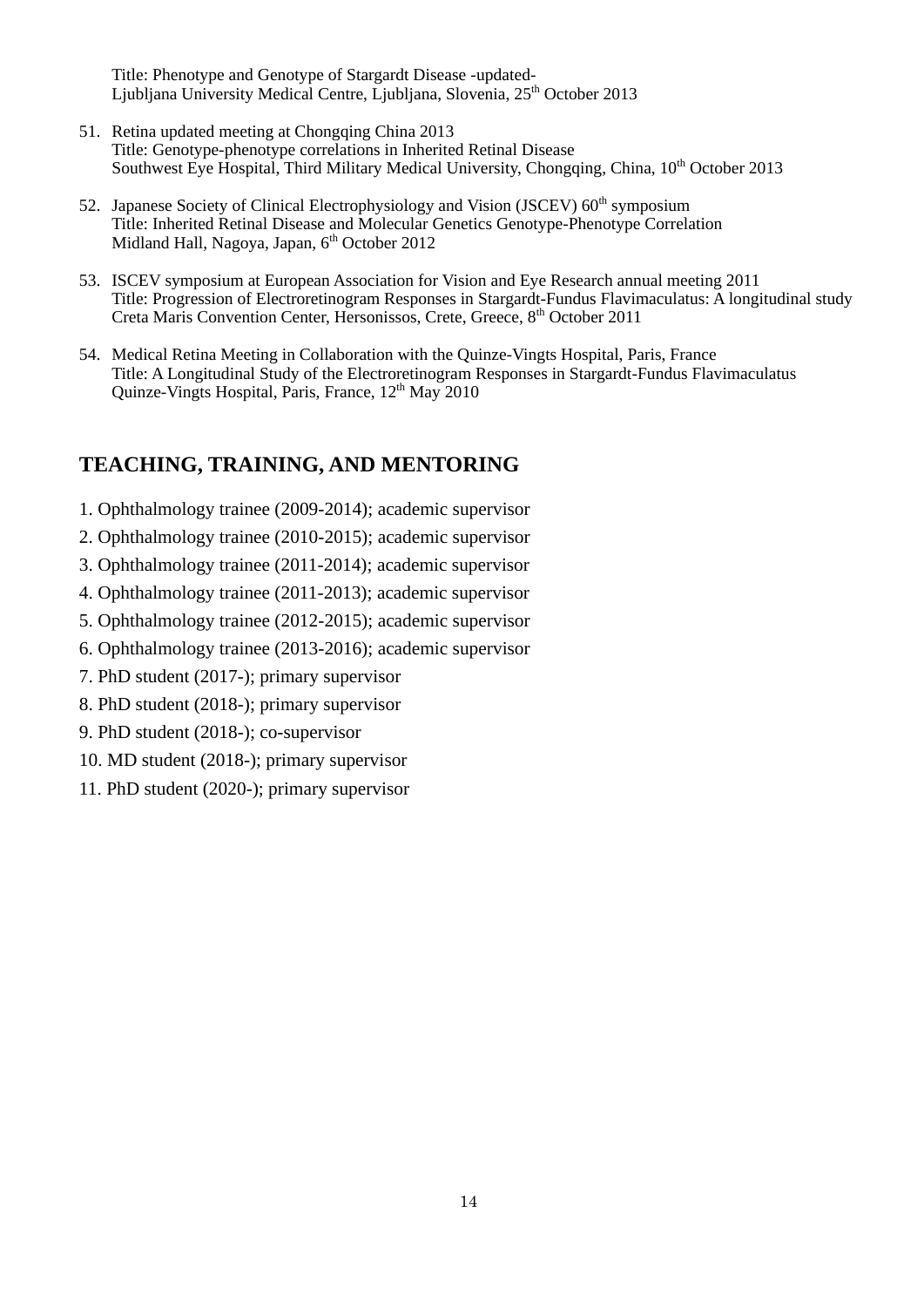Title: Phenotype and Genotype of Stargardt Disease -updated-
Ljubljana University Medical Centre, Ljubljana, Slovenia, 25th October 2013

51. Retina updated meeting at Chongqing China 2013
    Title: Genotype-phenotype correlations in Inherited Retinal Disease
    Southwest Eye Hospital, Third Military Medical University, Chongqing, China, 10th October 2013

52. Japanese Society of Clinical Electrophysiology and Vision (JSCEV) 60th symposium
    Title: Inherited Retinal Disease and Molecular Genetics Genotype-Phenotype Correlation
    Midland Hall, Nagoya, Japan, 6th October 2012

53. ISCEV symposium at European Association for Vision and Eye Research annual meeting 2011
    Title: Progression of Electroretinogram Responses in Stargardt-Fundus Flavimaculatus: A longitudinal study
    Creta Maris Convention Center, Hersonissos, Crete, Greece, 8th October 2011

54. Medical Retina Meeting in Collaboration with the Quinze-Vingts Hospital, Paris, France
    Title: A Longitudinal Study of the Electroretinogram Responses in Stargardt-Fundus Flavimaculatus
    Quinze-Vingts Hospital, Paris, France, 12th May 2010

## TEACHING, TRAINING, AND MENTORING

1. Ophthalmology trainee (2009-2014); academic supervisor
2. Ophthalmology trainee (2010-2015); academic supervisor
3. Ophthalmology trainee (2011-2014); academic supervisor
4. Ophthalmology trainee (2011-2013); academic supervisor
5. Ophthalmology trainee (2012-2015); academic supervisor
6. Ophthalmology trainee (2013-2016); academic supervisor
7. PhD student (2017-); primary supervisor
8. PhD student (2018-); primary supervisor
9. PhD student (2018-); co-supervisor
10. MD student (2018-); primary supervisor
11. PhD student (2020-); primary supervisor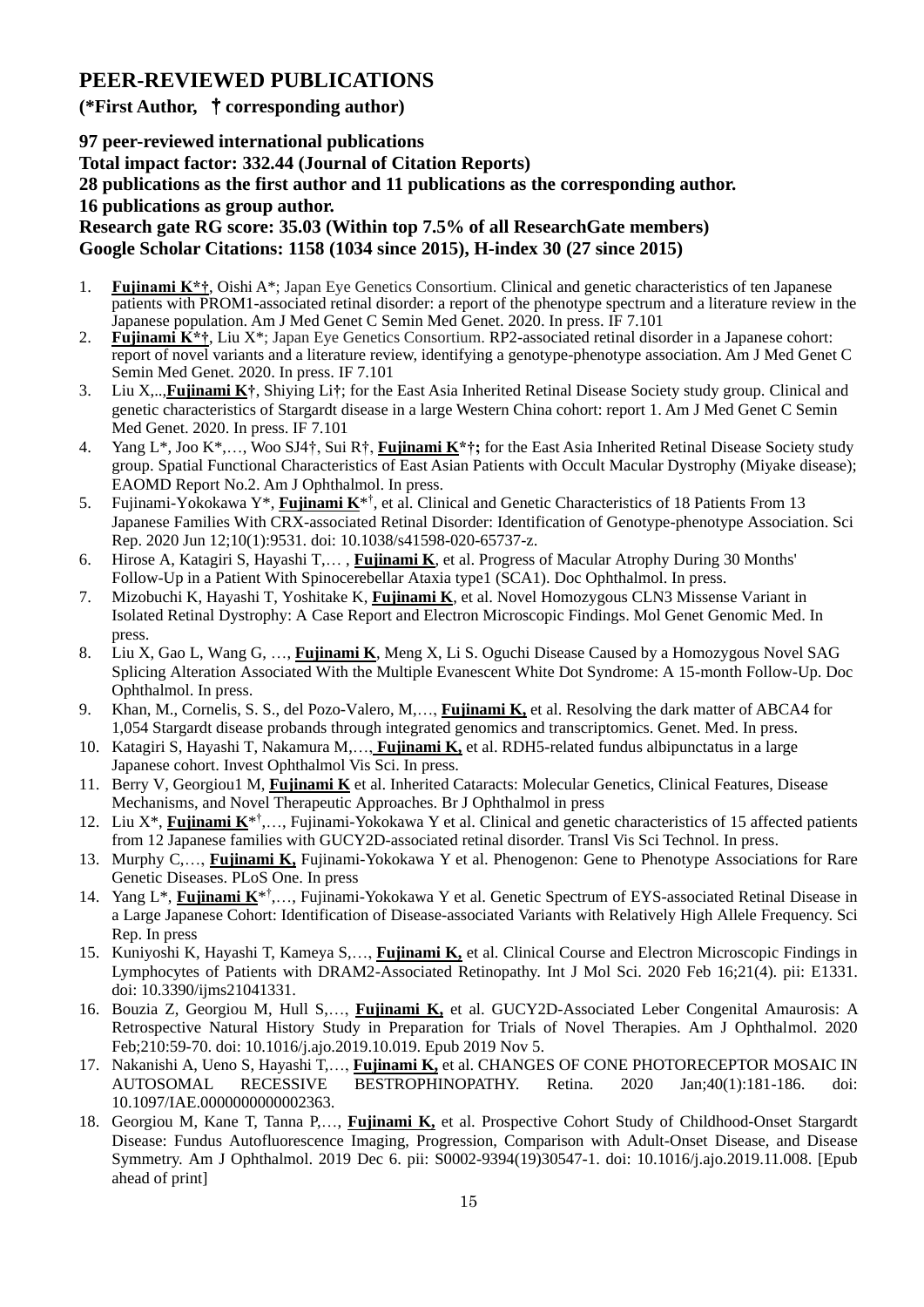## PEER-REVIEWED PUBLICATIONS

**(*First Author, † corresponding author)**

**97 peer-reviewed international publications**
**Total impact factor: 332.44 (Journal of Citation Reports)**
**28 publications as the first author and 11 publications as the corresponding author.**
**16 publications as group author.**
**Research gate RG score: 35.03 (Within top 7.5% of all ResearchGate members)**
**Google Scholar Citations: 1158 (1034 since 2015), H-index 30 (27 since 2015)**

1. **Fujinami K*†**, Oishi A*; Japan Eye Genetics Consortium. Clinical and genetic characteristics of ten Japanese patients with PROM1-associated retinal disorder: a report of the phenotype spectrum and a literature review in the Japanese population. Am J Med Genet C Semin Med Genet. 2020. In press. IF 7.101
2. **Fujinami K*†**, Liu X*; Japan Eye Genetics Consortium. RP2-associated retinal disorder in a Japanese cohort: report of novel variants and a literature review, identifying a genotype-phenotype association. Am J Med Genet C Semin Med Genet. 2020. In press. IF 7.101
3. Liu X,..,**Fujinami K†**, Shiying Li†; for the East Asia Inherited Retinal Disease Society study group. Clinical and genetic characteristics of Stargardt disease in a large Western China cohort: report 1. Am J Med Genet C Semin Med Genet. 2020. In press. IF 7.101
4. Yang L*, Joo K*,…, Woo SJ4†, Sui R†, **Fujinami K*†;** for the East Asia Inherited Retinal Disease Society study group. Spatial Functional Characteristics of East Asian Patients with Occult Macular Dystrophy (Miyake disease); EAOMD Report No.2. Am J Ophthalmol. In press.
5. Fujinami-Yokokawa Y*, **Fujinami K***†, et al. Clinical and Genetic Characteristics of 18 Patients From 13 Japanese Families With CRX-associated Retinal Disorder: Identification of Genotype-phenotype Association. Sci Rep. 2020 Jun 12;10(1):9531. doi: 10.1038/s41598-020-65737-z.
6. Hirose A, Katagiri S, Hayashi T,… , **Fujinami K**, et al. Progress of Macular Atrophy During 30 Months' Follow-Up in a Patient With Spinocerebellar Ataxia type1 (SCA1). Doc Ophthalmol. In press.
7. Mizobuchi K, Hayashi T, Yoshitake K, **Fujinami K**, et al. Novel Homozygous CLN3 Missense Variant in Isolated Retinal Dystrophy: A Case Report and Electron Microscopic Findings. Mol Genet Genomic Med. In press.
8. Liu X, Gao L, Wang G, …, **Fujinami K**, Meng X, Li S. Oguchi Disease Caused by a Homozygous Novel SAG Splicing Alteration Associated With the Multiple Evanescent White Dot Syndrome: A 15-month Follow-Up. Doc Ophthalmol. In press.
9. Khan, M., Cornelis, S. S., del Pozo-Valero, M,…, **Fujinami K,** et al. Resolving the dark matter of ABCA4 for 1,054 Stargardt disease probands through integrated genomics and transcriptomics. Genet. Med. In press.
10. Katagiri S, Hayashi T, Nakamura M,…, **Fujinami K,** et al. RDH5-related fundus albipunctatus in a large Japanese cohort. Invest Ophthalmol Vis Sci. In press.
11. Berry V, Georgiou1 M, **Fujinami K** et al. Inherited Cataracts: Molecular Genetics, Clinical Features, Disease Mechanisms, and Novel Therapeutic Approaches. Br J Ophthalmol in press
12. Liu X*, **Fujinami K***†,…, Fujinami-Yokokawa Y et al. Clinical and genetic characteristics of 15 affected patients from 12 Japanese families with GUCY2D-associated retinal disorder. Transl Vis Sci Technol. In press.
13. Murphy C,…, **Fujinami K,** Fujinami-Yokokawa Y et al. Phenogenon: Gene to Phenotype Associations for Rare Genetic Diseases. PLoS One. In press
14. Yang L*, **Fujinami K***†,…, Fujinami-Yokokawa Y et al. Genetic Spectrum of EYS-associated Retinal Disease in a Large Japanese Cohort: Identification of Disease-associated Variants with Relatively High Allele Frequency. Sci Rep. In press
15. Kuniyoshi K, Hayashi T, Kameya S,…, **Fujinami K,** et al. Clinical Course and Electron Microscopic Findings in Lymphocytes of Patients with DRAM2-Associated Retinopathy. Int J Mol Sci. 2020 Feb 16;21(4). pii: E1331. doi: 10.3390/ijms21041331.
16. Bouzia Z, Georgiou M, Hull S,…, **Fujinami K,** et al. GUCY2D-Associated Leber Congenital Amaurosis: A Retrospective Natural History Study in Preparation for Trials of Novel Therapies. Am J Ophthalmol. 2020 Feb;210:59-70. doi: 10.1016/j.ajo.2019.10.019. Epub 2019 Nov 5.
17. Nakanishi A, Ueno S, Hayashi T,…, **Fujinami K,** et al. CHANGES OF CONE PHOTORECEPTOR MOSAIC IN AUTOSOMAL RECESSIVE BESTROPHINOPATHY. Retina. 2020 Jan;40(1):181-186. doi: 10.1097/IAE.0000000000002363.
18. Georgiou M, Kane T, Tanna P,…, **Fujinami K,** et al. Prospective Cohort Study of Childhood-Onset Stargardt Disease: Fundus Autofluorescence Imaging, Progression, Comparison with Adult-Onset Disease, and Disease Symmetry. Am J Ophthalmol. 2019 Dec 6. pii: S0002-9394(19)30547-1. doi: 10.1016/j.ajo.2019.11.008. [Epub ahead of print]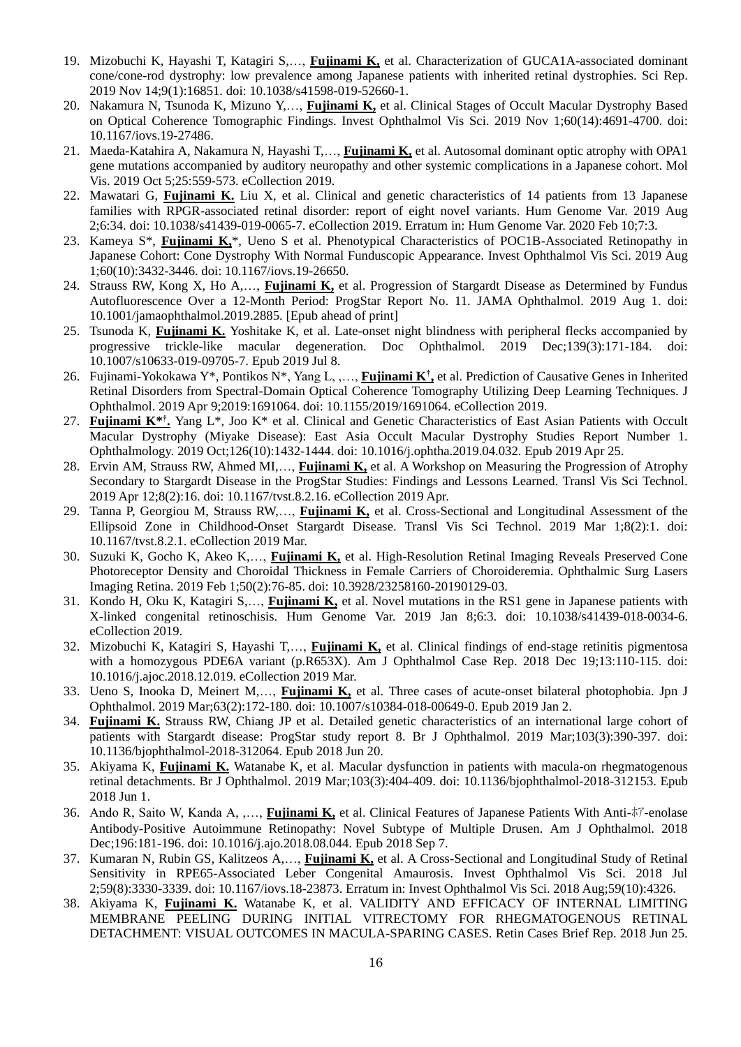19. Mizobuchi K, Hayashi T, Katagiri S,…, **Fujinami K,** et al. Characterization of GUCA1A-associated dominant cone/cone-rod dystrophy: low prevalence among Japanese patients with inherited retinal dystrophies. Sci Rep. 2019 Nov 14;9(1):16851. doi: 10.1038/s41598-019-52660-1.
20. Nakamura N, Tsunoda K, Mizuno Y,…, **Fujinami K,** et al. Clinical Stages of Occult Macular Dystrophy Based on Optical Coherence Tomographic Findings. Invest Ophthalmol Vis Sci. 2019 Nov 1;60(14):4691-4700. doi: 10.1167/iovs.19-27486.
21. Maeda-Katahira A, Nakamura N, Hayashi T,…, **Fujinami K,** et al. Autosomal dominant optic atrophy with OPA1 gene mutations accompanied by auditory neuropathy and other systemic complications in a Japanese cohort. Mol Vis. 2019 Oct 5;25:559-573. eCollection 2019.
22. Mawatari G, **Fujinami K.** Liu X, et al. Clinical and genetic characteristics of 14 patients from 13 Japanese families with RPGR-associated retinal disorder: report of eight novel variants. Hum Genome Var. 2019 Aug 2;6:34. doi: 10.1038/s41439-019-0065-7. eCollection 2019. Erratum in: Hum Genome Var. 2020 Feb 10;7:3.
23. Kameya S*, **Fujinami K,***, Ueno S et al. Phenotypical Characteristics of POC1B-Associated Retinopathy in Japanese Cohort: Cone Dystrophy With Normal Funduscopic Appearance. Invest Ophthalmol Vis Sci. 2019 Aug 1;60(10):3432-3446. doi: 10.1167/iovs.19-26650.
24. Strauss RW, Kong X, Ho A,…, **Fujinami K,** et al. Progression of Stargardt Disease as Determined by Fundus Autofluorescence Over a 12-Month Period: ProgStar Report No. 11. JAMA Ophthalmol. 2019 Aug 1. doi: 10.1001/jamaophthalmol.2019.2885. [Epub ahead of print]
25. Tsunoda K, **Fujinami K.** Yoshitake K, et al. Late-onset night blindness with peripheral flecks accompanied by progressive trickle-like macular degeneration. Doc Ophthalmol. 2019 Dec;139(3):171-184. doi: 10.1007/s10633-019-09705-7. Epub 2019 Jul 8.
26. Fujinami-Yokokawa Y*, Pontikos N*, Yang L, ,…, **Fujinami K†,** et al. Prediction of Causative Genes in Inherited Retinal Disorders from Spectral-Domain Optical Coherence Tomography Utilizing Deep Learning Techniques. J Ophthalmol. 2019 Apr 9;2019:1691064. doi: 10.1155/2019/1691064. eCollection 2019.
27. **Fujinami K*†.** Yang L*, Joo K* et al. Clinical and Genetic Characteristics of East Asian Patients with Occult Macular Dystrophy (Miyake Disease): East Asia Occult Macular Dystrophy Studies Report Number 1. Ophthalmology. 2019 Oct;126(10):1432-1444. doi: 10.1016/j.ophtha.2019.04.032. Epub 2019 Apr 25.
28. Ervin AM, Strauss RW, Ahmed MI,…, **Fujinami K,** et al. A Workshop on Measuring the Progression of Atrophy Secondary to Stargardt Disease in the ProgStar Studies: Findings and Lessons Learned. Transl Vis Sci Technol. 2019 Apr 12;8(2):16. doi: 10.1167/tvst.8.2.16. eCollection 2019 Apr.
29. Tanna P, Georgiou M, Strauss RW,…, **Fujinami K,** et al. Cross-Sectional and Longitudinal Assessment of the Ellipsoid Zone in Childhood-Onset Stargardt Disease. Transl Vis Sci Technol. 2019 Mar 1;8(2):1. doi: 10.1167/tvst.8.2.1. eCollection 2019 Mar.
30. Suzuki K, Gocho K, Akeo K,…, **Fujinami K,** et al. High-Resolution Retinal Imaging Reveals Preserved Cone Photoreceptor Density and Choroidal Thickness in Female Carriers of Choroideremia. Ophthalmic Surg Lasers Imaging Retina. 2019 Feb 1;50(2):76-85. doi: 10.3928/23258160-20190129-03.
31. Kondo H, Oku K, Katagiri S,…, **Fujinami K,** et al. Novel mutations in the RS1 gene in Japanese patients with X-linked congenital retinoschisis. Hum Genome Var. 2019 Jan 8;6:3. doi: 10.1038/s41439-018-0034-6. eCollection 2019.
32. Mizobuchi K, Katagiri S, Hayashi T,…, **Fujinami K,** et al. Clinical findings of end-stage retinitis pigmentosa with a homozygous PDE6A variant (p.R653X). Am J Ophthalmol Case Rep. 2018 Dec 19;13:110-115. doi: 10.1016/j.ajoc.2018.12.019. eCollection 2019 Mar.
33. Ueno S, Inooka D, Meinert M,…, **Fujinami K,** et al. Three cases of acute-onset bilateral photophobia. Jpn J Ophthalmol. 2019 Mar;63(2):172-180. doi: 10.1007/s10384-018-00649-0. Epub 2019 Jan 2.
34. **Fujinami K.** Strauss RW, Chiang JP et al. Detailed genetic characteristics of an international large cohort of patients with Stargardt disease: ProgStar study report 8. Br J Ophthalmol. 2019 Mar;103(3):390-397. doi: 10.1136/bjophthalmol-2018-312064. Epub 2018 Jun 20.
35. Akiyama K, **Fujinami K.** Watanabe K, et al. Macular dysfunction in patients with macula-on rhegmatogenous retinal detachments. Br J Ophthalmol. 2019 Mar;103(3):404-409. doi: 10.1136/bjophthalmol-2018-312153. Epub 2018 Jun 1.
36. Ando R, Saito W, Kanda A, ,…, **Fujinami K,** et al. Clinical Features of Japanese Patients With Anti-ホア-enolase Antibody-Positive Autoimmune Retinopathy: Novel Subtype of Multiple Drusen. Am J Ophthalmol. 2018 Dec;196:181-196. doi: 10.1016/j.ajo.2018.08.044. Epub 2018 Sep 7.
37. Kumaran N, Rubin GS, Kalitzeos A,…, **Fujinami K,** et al. A Cross-Sectional and Longitudinal Study of Retinal Sensitivity in RPE65-Associated Leber Congenital Amaurosis. Invest Ophthalmol Vis Sci. 2018 Jul 2;59(8):3330-3339. doi: 10.1167/iovs.18-23873. Erratum in: Invest Ophthalmol Vis Sci. 2018 Aug;59(10):4326.
38. Akiyama K, **Fujinami K.** Watanabe K, et al. VALIDITY AND EFFICACY OF INTERNAL LIMITING MEMBRANE PEELING DURING INITIAL VITRECTOMY FOR RHEGMATOGENOUS RETINAL DETACHMENT: VISUAL OUTCOMES IN MACULA-SPARING CASES. Retin Cases Brief Rep. 2018 Jun 25.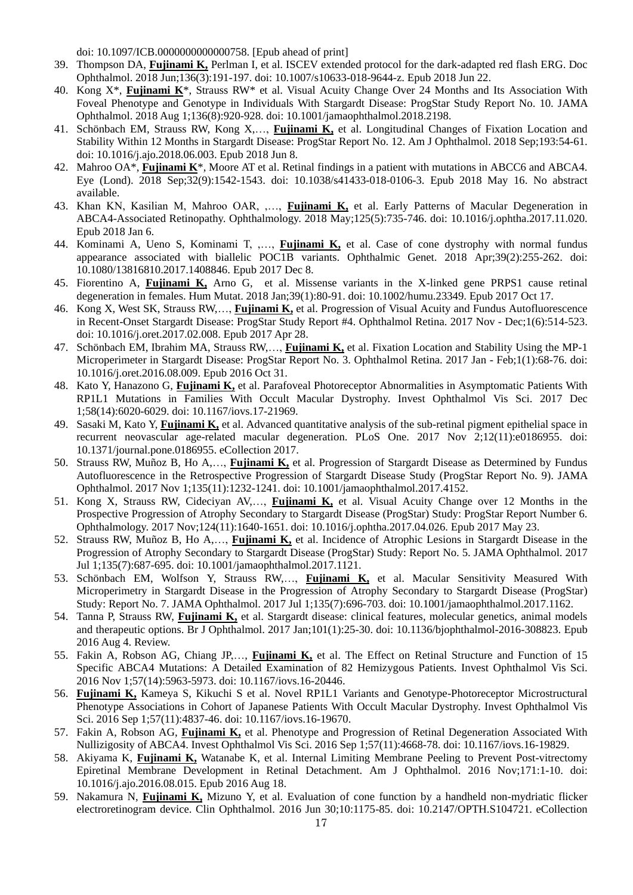doi: 10.1097/ICB.0000000000000758. [Epub ahead of print]

39. Thompson DA, **Fujinami K,** Perlman I, et al. ISCEV extended protocol for the dark-adapted red flash ERG. Doc Ophthalmol. 2018 Jun;136(3):191-197. doi: 10.1007/s10633-018-9644-z. Epub 2018 Jun 22.
40. Kong X*, **Fujinami K***, Strauss RW* et al. Visual Acuity Change Over 24 Months and Its Association With Foveal Phenotype and Genotype in Individuals With Stargardt Disease: ProgStar Study Report No. 10. JAMA Ophthalmol. 2018 Aug 1;136(8):920-928. doi: 10.1001/jamaophthalmol.2018.2198.
41. Schönbach EM, Strauss RW, Kong X,…, **Fujinami K,** et al. Longitudinal Changes of Fixation Location and Stability Within 12 Months in Stargardt Disease: ProgStar Report No. 12. Am J Ophthalmol. 2018 Sep;193:54-61. doi: 10.1016/j.ajo.2018.06.003. Epub 2018 Jun 8.
42. Mahroo OA*, **Fujinami K***, Moore AT et al. Retinal findings in a patient with mutations in ABCC6 and ABCA4. Eye (Lond). 2018 Sep;32(9):1542-1543. doi: 10.1038/s41433-018-0106-3. Epub 2018 May 16. No abstract available.
43. Khan KN, Kasilian M, Mahroo OAR, ,…, **Fujinami K,** et al. Early Patterns of Macular Degeneration in ABCA4-Associated Retinopathy. Ophthalmology. 2018 May;125(5):735-746. doi: 10.1016/j.ophtha.2017.11.020. Epub 2018 Jan 6.
44. Kominami A, Ueno S, Kominami T, ,…, **Fujinami K,** et al. Case of cone dystrophy with normal fundus appearance associated with biallelic POC1B variants. Ophthalmic Genet. 2018 Apr;39(2):255-262. doi: 10.1080/13816810.2017.1408846. Epub 2017 Dec 8.
45. Fiorentino A, **Fujinami K,** Arno G, et al. Missense variants in the X-linked gene PRPS1 cause retinal degeneration in females. Hum Mutat. 2018 Jan;39(1):80-91. doi: 10.1002/humu.23349. Epub 2017 Oct 17.
46. Kong X, West SK, Strauss RW,…, **Fujinami K,** et al. Progression of Visual Acuity and Fundus Autofluorescence in Recent-Onset Stargardt Disease: ProgStar Study Report #4. Ophthalmol Retina. 2017 Nov - Dec;1(6):514-523. doi: 10.1016/j.oret.2017.02.008. Epub 2017 Apr 28.
47. Schönbach EM, Ibrahim MA, Strauss RW,…, **Fujinami K,** et al. Fixation Location and Stability Using the MP-1 Microperimeter in Stargardt Disease: ProgStar Report No. 3. Ophthalmol Retina. 2017 Jan - Feb;1(1):68-76. doi: 10.1016/j.oret.2016.08.009. Epub 2016 Oct 31.
48. Kato Y, Hanazono G, **Fujinami K,** et al. Parafoveal Photoreceptor Abnormalities in Asymptomatic Patients With RP1L1 Mutations in Families With Occult Macular Dystrophy. Invest Ophthalmol Vis Sci. 2017 Dec 1;58(14):6020-6029. doi: 10.1167/iovs.17-21969.
49. Sasaki M, Kato Y, **Fujinami K,** et al. Advanced quantitative analysis of the sub-retinal pigment epithelial space in recurrent neovascular age-related macular degeneration. PLoS One. 2017 Nov 2;12(11):e0186955. doi: 10.1371/journal.pone.0186955. eCollection 2017.
50. Strauss RW, Muñoz B, Ho A,…, **Fujinami K,** et al. Progression of Stargardt Disease as Determined by Fundus Autofluorescence in the Retrospective Progression of Stargardt Disease Study (ProgStar Report No. 9). JAMA Ophthalmol. 2017 Nov 1;135(11):1232-1241. doi: 10.1001/jamaophthalmol.2017.4152.
51. Kong X, Strauss RW, Cideciyan AV,…, **Fujinami K,** et al. Visual Acuity Change over 12 Months in the Prospective Progression of Atrophy Secondary to Stargardt Disease (ProgStar) Study: ProgStar Report Number 6. Ophthalmology. 2017 Nov;124(11):1640-1651. doi: 10.1016/j.ophtha.2017.04.026. Epub 2017 May 23.
52. Strauss RW, Muñoz B, Ho A,…, **Fujinami K,** et al. Incidence of Atrophic Lesions in Stargardt Disease in the Progression of Atrophy Secondary to Stargardt Disease (ProgStar) Study: Report No. 5. JAMA Ophthalmol. 2017 Jul 1;135(7):687-695. doi: 10.1001/jamaophthalmol.2017.1121.
53. Schönbach EM, Wolfson Y, Strauss RW,…, **Fujinami K,** et al. Macular Sensitivity Measured With Microperimetry in Stargardt Disease in the Progression of Atrophy Secondary to Stargardt Disease (ProgStar) Study: Report No. 7. JAMA Ophthalmol. 2017 Jul 1;135(7):696-703. doi: 10.1001/jamaophthalmol.2017.1162.
54. Tanna P, Strauss RW, **Fujinami K,** et al. Stargardt disease: clinical features, molecular genetics, animal models and therapeutic options. Br J Ophthalmol. 2017 Jan;101(1):25-30. doi: 10.1136/bjophthalmol-2016-308823. Epub 2016 Aug 4. Review.
55. Fakin A, Robson AG, Chiang JP,…, **Fujinami K,** et al. The Effect on Retinal Structure and Function of 15 Specific ABCA4 Mutations: A Detailed Examination of 82 Hemizygous Patients. Invest Ophthalmol Vis Sci. 2016 Nov 1;57(14):5963-5973. doi: 10.1167/iovs.16-20446.
56. **Fujinami K,** Kameya S, Kikuchi S et al. Novel RP1L1 Variants and Genotype-Photoreceptor Microstructural Phenotype Associations in Cohort of Japanese Patients With Occult Macular Dystrophy. Invest Ophthalmol Vis Sci. 2016 Sep 1;57(11):4837-46. doi: 10.1167/iovs.16-19670.
57. Fakin A, Robson AG, **Fujinami K,** et al. Phenotype and Progression of Retinal Degeneration Associated With Nullizigosity of ABCA4. Invest Ophthalmol Vis Sci. 2016 Sep 1;57(11):4668-78. doi: 10.1167/iovs.16-19829.
58. Akiyama K, **Fujinami K,** Watanabe K, et al. Internal Limiting Membrane Peeling to Prevent Post-vitrectomy Epiretinal Membrane Development in Retinal Detachment. Am J Ophthalmol. 2016 Nov;171:1-10. doi: 10.1016/j.ajo.2016.08.015. Epub 2016 Aug 18.
59. Nakamura N, **Fujinami K,** Mizuno Y, et al. Evaluation of cone function by a handheld non-mydriatic flicker electroretinogram device. Clin Ophthalmol. 2016 Jun 30;10:1175-85. doi: 10.2147/OPTH.S104721. eCollection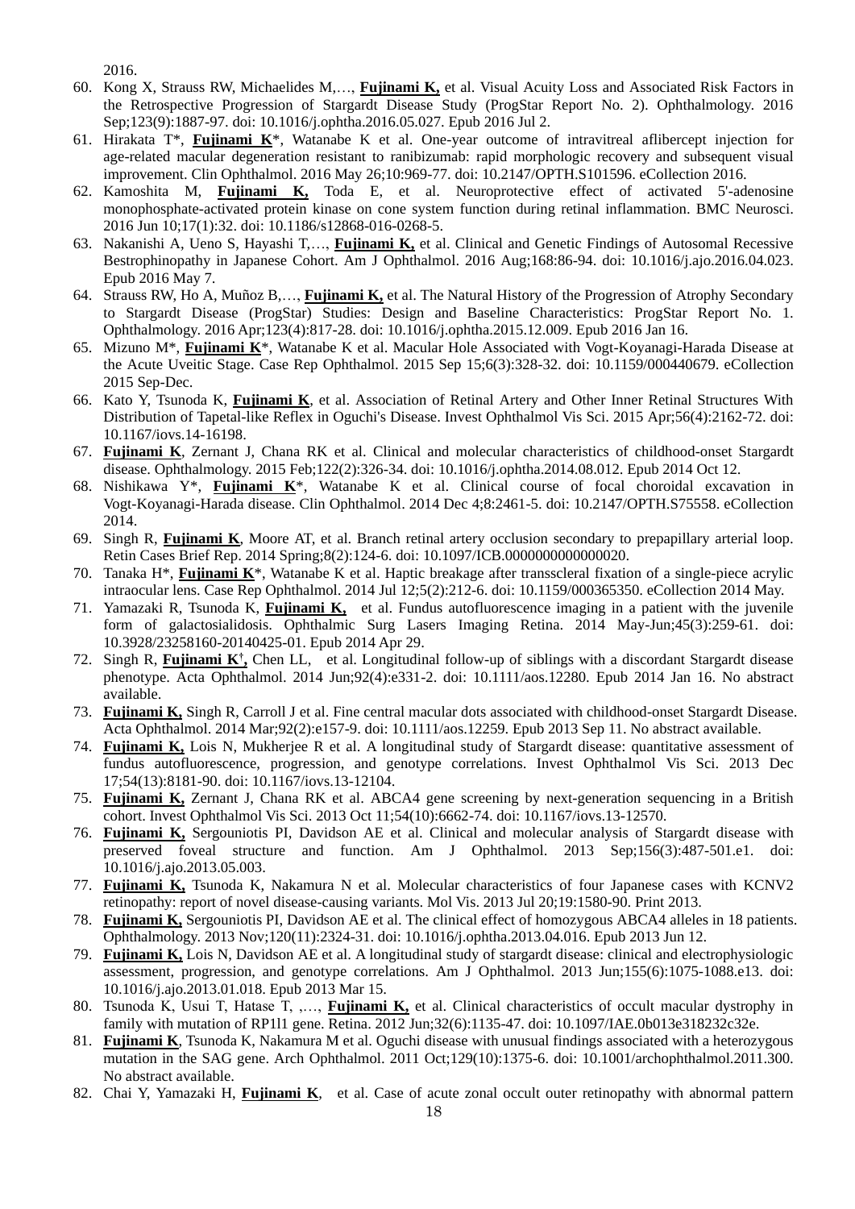2016.

60. Kong X, Strauss RW, Michaelides M,…, **Fujinami K,** et al. Visual Acuity Loss and Associated Risk Factors in the Retrospective Progression of Stargardt Disease Study (ProgStar Report No. 2). Ophthalmology. 2016 Sep;123(9):1887-97. doi: 10.1016/j.ophtha.2016.05.027. Epub 2016 Jul 2.
61. Hirakata T*, **Fujinami K***, Watanabe K et al. One-year outcome of intravitreal aflibercept injection for age-related macular degeneration resistant to ranibizumab: rapid morphologic recovery and subsequent visual improvement. Clin Ophthalmol. 2016 May 26;10:969-77. doi: 10.2147/OPTH.S101596. eCollection 2016.
62. Kamoshita M, **Fujinami K,** Toda E, et al. Neuroprotective effect of activated 5'-adenosine monophosphate-activated protein kinase on cone system function during retinal inflammation. BMC Neurosci. 2016 Jun 10;17(1):32. doi: 10.1186/s12868-016-0268-5.
63. Nakanishi A, Ueno S, Hayashi T,…, **Fujinami K,** et al. Clinical and Genetic Findings of Autosomal Recessive Bestrophinopathy in Japanese Cohort. Am J Ophthalmol. 2016 Aug;168:86-94. doi: 10.1016/j.ajo.2016.04.023. Epub 2016 May 7.
64. Strauss RW, Ho A, Muñoz B,…, **Fujinami K,** et al. The Natural History of the Progression of Atrophy Secondary to Stargardt Disease (ProgStar) Studies: Design and Baseline Characteristics: ProgStar Report No. 1. Ophthalmology. 2016 Apr;123(4):817-28. doi: 10.1016/j.ophtha.2015.12.009. Epub 2016 Jan 16.
65. Mizuno M*, **Fujinami K***, Watanabe K et al. Macular Hole Associated with Vogt-Koyanagi-Harada Disease at the Acute Uveitic Stage. Case Rep Ophthalmol. 2015 Sep 15;6(3):328-32. doi: 10.1159/000440679. eCollection 2015 Sep-Dec.
66. Kato Y, Tsunoda K, **Fujinami K**, et al. Association of Retinal Artery and Other Inner Retinal Structures With Distribution of Tapetal-like Reflex in Oguchi's Disease. Invest Ophthalmol Vis Sci. 2015 Apr;56(4):2162-72. doi: 10.1167/iovs.14-16198.
67. **Fujinami K**, Zernant J, Chana RK et al. Clinical and molecular characteristics of childhood-onset Stargardt disease. Ophthalmology. 2015 Feb;122(2):326-34. doi: 10.1016/j.ophtha.2014.08.012. Epub 2014 Oct 12.
68. Nishikawa Y*, **Fujinami K***, Watanabe K et al. Clinical course of focal choroidal excavation in Vogt-Koyanagi-Harada disease. Clin Ophthalmol. 2014 Dec 4;8:2461-5. doi: 10.2147/OPTH.S75558. eCollection 2014.
69. Singh R, **Fujinami K**, Moore AT, et al. Branch retinal artery occlusion secondary to prepapillary arterial loop. Retin Cases Brief Rep. 2014 Spring;8(2):124-6. doi: 10.1097/ICB.0000000000000020.
70. Tanaka H*, **Fujinami K***, Watanabe K et al. Haptic breakage after transscleral fixation of a single-piece acrylic intraocular lens. Case Rep Ophthalmol. 2014 Jul 12;5(2):212-6. doi: 10.1159/000365350. eCollection 2014 May.
71. Yamazaki R, Tsunoda K, **Fujinami K,** et al. Fundus autofluorescence imaging in a patient with the juvenile form of galactosialidosis. Ophthalmic Surg Lasers Imaging Retina. 2014 May-Jun;45(3):259-61. doi: 10.3928/23258160-20140425-01. Epub 2014 Apr 29.
72. Singh R, **Fujinami K**†**,** Chen LL, et al. Longitudinal follow-up of siblings with a discordant Stargardt disease phenotype. Acta Ophthalmol. 2014 Jun;92(4):e331-2. doi: 10.1111/aos.12280. Epub 2014 Jan 16. No abstract available.
73. **Fujinami K,** Singh R, Carroll J et al. Fine central macular dots associated with childhood-onset Stargardt Disease. Acta Ophthalmol. 2014 Mar;92(2):e157-9. doi: 10.1111/aos.12259. Epub 2013 Sep 11. No abstract available.
74. **Fujinami K,** Lois N, Mukherjee R et al. A longitudinal study of Stargardt disease: quantitative assessment of fundus autofluorescence, progression, and genotype correlations. Invest Ophthalmol Vis Sci. 2013 Dec 17;54(13):8181-90. doi: 10.1167/iovs.13-12104.
75. **Fujinami K,** Zernant J, Chana RK et al. ABCA4 gene screening by next-generation sequencing in a British cohort. Invest Ophthalmol Vis Sci. 2013 Oct 11;54(10):6662-74. doi: 10.1167/iovs.13-12570.
76. **Fujinami K,** Sergouniotis PI, Davidson AE et al. Clinical and molecular analysis of Stargardt disease with preserved foveal structure and function. Am J Ophthalmol. 2013 Sep;156(3):487-501.e1. doi: 10.1016/j.ajo.2013.05.003.
77. **Fujinami K,** Tsunoda K, Nakamura N et al. Molecular characteristics of four Japanese cases with KCNV2 retinopathy: report of novel disease-causing variants. Mol Vis. 2013 Jul 20;19:1580-90. Print 2013.
78. **Fujinami K,** Sergouniotis PI, Davidson AE et al. The clinical effect of homozygous ABCA4 alleles in 18 patients. Ophthalmology. 2013 Nov;120(11):2324-31. doi: 10.1016/j.ophtha.2013.04.016. Epub 2013 Jun 12.
79. **Fujinami K,** Lois N, Davidson AE et al. A longitudinal study of stargardt disease: clinical and electrophysiologic assessment, progression, and genotype correlations. Am J Ophthalmol. 2013 Jun;155(6):1075-1088.e13. doi: 10.1016/j.ajo.2013.01.018. Epub 2013 Mar 15.
80. Tsunoda K, Usui T, Hatase T, ,…, **Fujinami K,** et al. Clinical characteristics of occult macular dystrophy in family with mutation of RP1l1 gene. Retina. 2012 Jun;32(6):1135-47. doi: 10.1097/IAE.0b013e318232c32e.
81. **Fujinami K**, Tsunoda K, Nakamura M et al. Oguchi disease with unusual findings associated with a heterozygous mutation in the SAG gene. Arch Ophthalmol. 2011 Oct;129(10):1375-6. doi: 10.1001/archophthalmol.2011.300. No abstract available.
82. Chai Y, Yamazaki H, **Fujinami K**, et al. Case of acute zonal occult outer retinopathy with abnormal pattern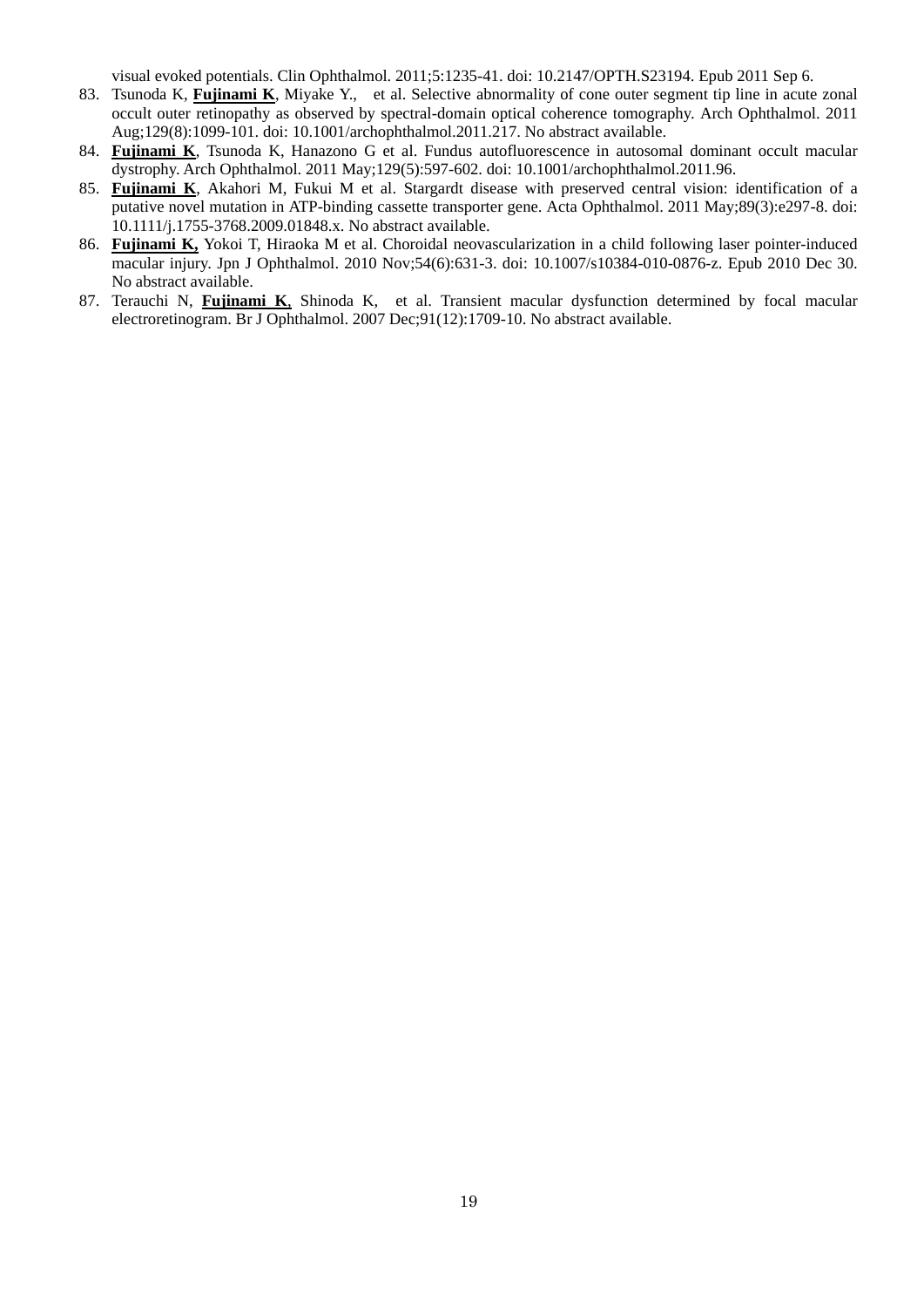visual evoked potentials. Clin Ophthalmol. 2011;5:1235-41. doi: 10.2147/OPTH.S23194. Epub 2011 Sep 6.

83. Tsunoda K, **Fujinami K**, Miyake Y., et al. Selective abnormality of cone outer segment tip line in acute zonal occult outer retinopathy as observed by spectral-domain optical coherence tomography. Arch Ophthalmol. 2011 Aug;129(8):1099-101. doi: 10.1001/archophthalmol.2011.217. No abstract available.
84. **Fujinami K**, Tsunoda K, Hanazono G et al. Fundus autofluorescence in autosomal dominant occult macular dystrophy. Arch Ophthalmol. 2011 May;129(5):597-602. doi: 10.1001/archophthalmol.2011.96.
85. **Fujinami K**, Akahori M, Fukui M et al. Stargardt disease with preserved central vision: identification of a putative novel mutation in ATP-binding cassette transporter gene. Acta Ophthalmol. 2011 May;89(3):e297-8. doi: 10.1111/j.1755-3768.2009.01848.x. No abstract available.
86. **Fujinami K,** Yokoi T, Hiraoka M et al. Choroidal neovascularization in a child following laser pointer-induced macular injury. Jpn J Ophthalmol. 2010 Nov;54(6):631-3. doi: 10.1007/s10384-010-0876-z. Epub 2010 Dec 30. No abstract available.
87. Terauchi N, **Fujinami K**, Shinoda K, et al. Transient macular dysfunction determined by focal macular electroretinogram. Br J Ophthalmol. 2007 Dec;91(12):1709-10. No abstract available.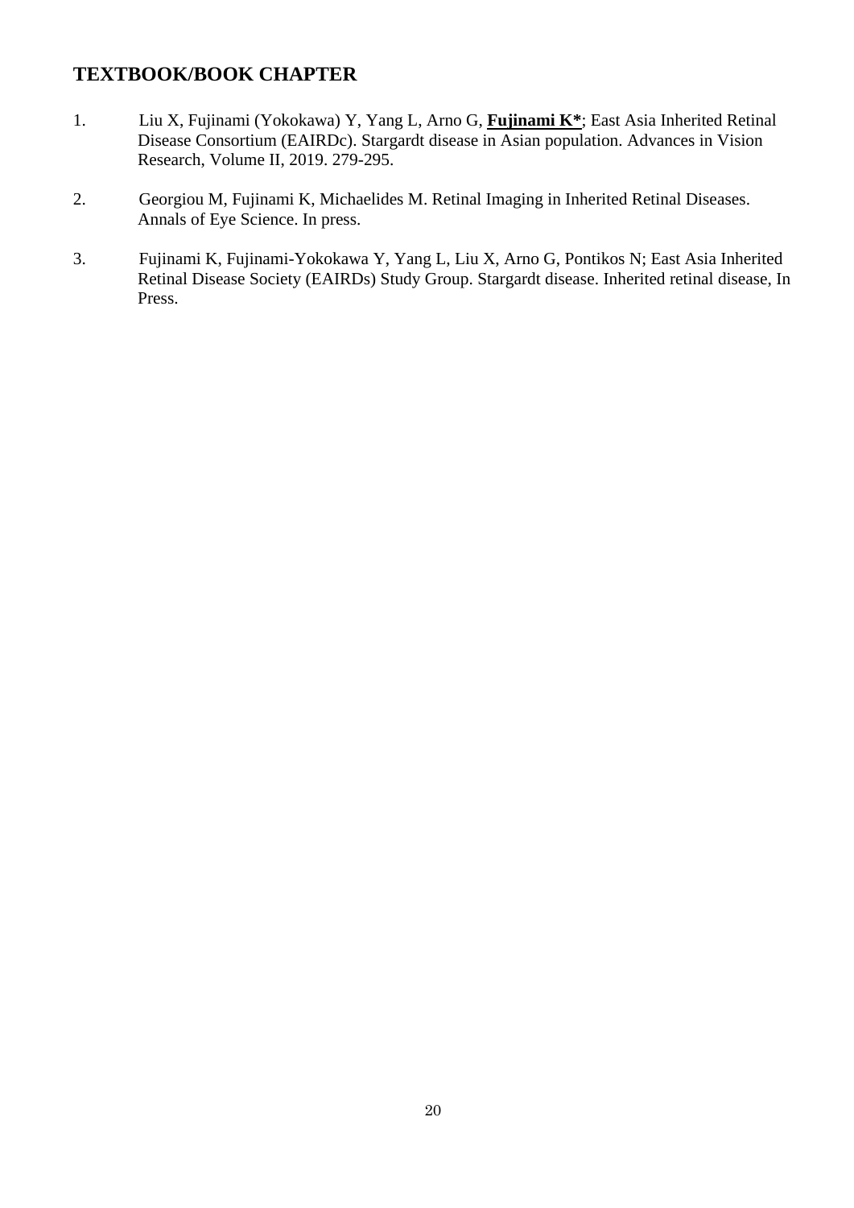## TEXTBOOK/BOOK CHAPTER

1. Liu X, Fujinami (Yokokawa) Y, Yang L, Arno G, **Fujinami K***; East Asia Inherited Retinal Disease Consortium (EAIRDc). Stargardt disease in Asian population. Advances in Vision Research, Volume II, 2019. 279-295.

2. Georgiou M, Fujinami K, Michaelides M. Retinal Imaging in Inherited Retinal Diseases. Annals of Eye Science. In press.

3. Fujinami K, Fujinami-Yokokawa Y, Yang L, Liu X, Arno G, Pontikos N; East Asia Inherited Retinal Disease Society (EAIRDs) Study Group. Stargardt disease. Inherited retinal disease, In Press.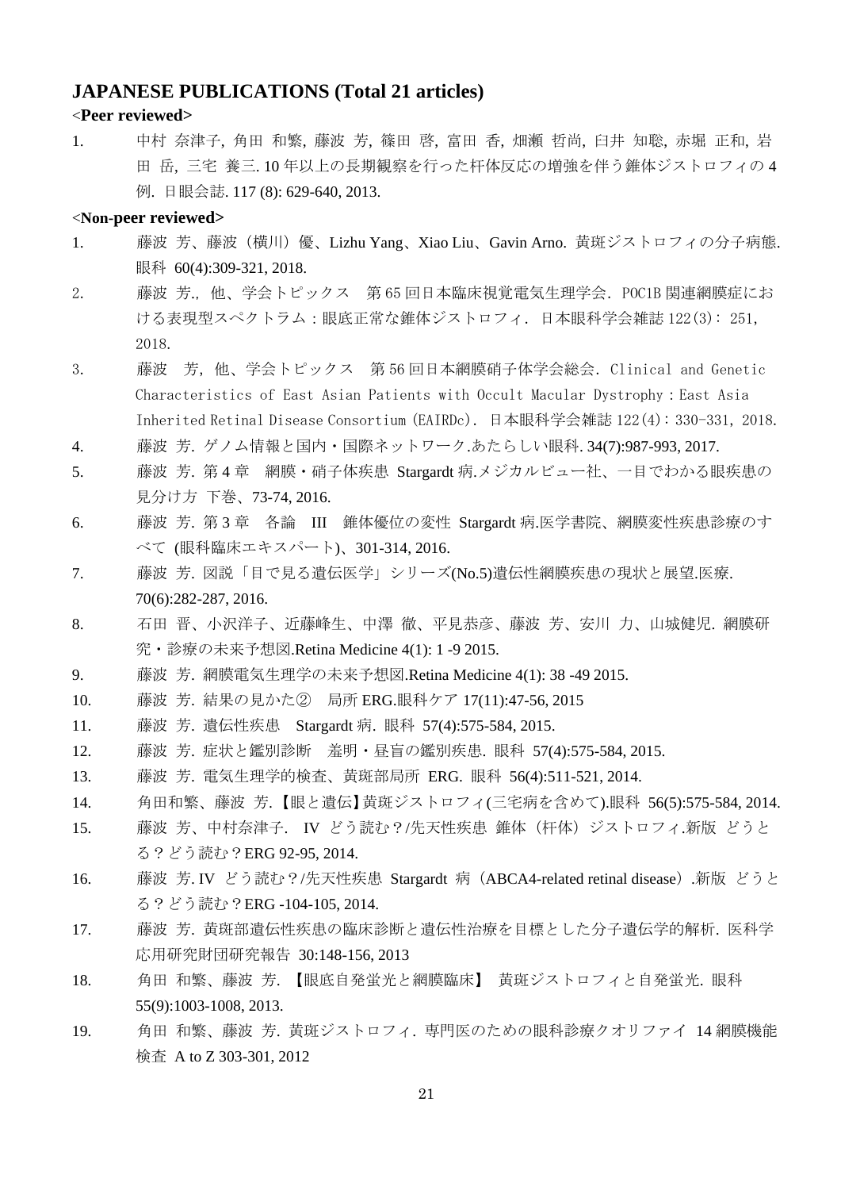## JAPANESE PUBLICATIONS (Total 21 articles)

<**Peer reviewed**>

1. 中村 奈津子, 角田 和繁, 藤波 芳, 篠田 啓, 富田 香, 畑瀬 哲尚, 臼井 知聡, 赤堀 正和, 岩田 岳, 三宅 養三. 10 年以上の長期観察を行った杆体反応の増強を伴う錐体ジストロフィの 4 例. 日眼会誌. 117 (8): 629-640, 2013.

<**Non-peer reviewed**>

1. 藤波 芳、藤波（横川）優、Lizhu Yang、Xiao Liu、Gavin Arno. 黄斑ジストロフィの分子病態. 眼科 60(4):309-321, 2018.
2. 藤波 芳., 他、学会トピックス　第 65 回日本臨床視覚電気生理学会．POC1B 関連網膜症における表現型スペクトラム：眼底正常な錐体ジストロフィ．日本眼科学会雑誌 122(3): 251, 2018.
3. 藤波　芳, 他、学会トピックス　第 56 回日本網膜硝子体学会総会．Clinical and Genetic Characteristics of East Asian Patients with Occult Macular Dystrophy：East Asia Inherited Retinal Disease Consortium (EAIRDc). 日本眼科学会雑誌 122(4): 330-331, 2018.
4. 藤波 芳. ゲノム情報と国内・国際ネットワーク.あたらしい眼科. 34(7):987-993, 2017.
5. 藤波 芳. 第 4 章　網膜・硝子体疾患 Stargardt 病.メジカルビュー社、一目でわかる眼疾患の見分け方 下巻、73-74, 2016.
6. 藤波 芳. 第 3 章　各論　III　錐体優位の変性 Stargardt 病.医学書院、網膜変性疾患診療のすべて (眼科臨床エキスパート)、301-314, 2016.
7. 藤波 芳. 図説「目で見る遺伝医学」シリーズ(No.5)遺伝性網膜疾患の現状と展望.医療. 70(6):282-287, 2016.
8. 石田 晋、小沢洋子、近藤峰生、中澤 徹、平見恭彦、藤波 芳、安川 力、山城健児. 網膜研究・診療の未来予想図.Retina Medicine 4(1): 1 -9 2015.
9. 藤波 芳. 網膜電気生理学の未来予想図.Retina Medicine 4(1): 38 -49 2015.
10. 藤波 芳. 結果の見かた②　局所 ERG.眼科ケア 17(11):47-56, 2015
11. 藤波 芳. 遺伝性疾患　Stargardt 病. 眼科 57(4):575-584, 2015.
12. 藤波 芳. 症状と鑑別診断　羞明・昼盲の鑑別疾患. 眼科 57(4):575-584, 2015.
13. 藤波 芳. 電気生理学的検査、黄斑部局所 ERG. 眼科 56(4):511-521, 2014.
14. 角田和繁、藤波 芳.【眼と遺伝】黄斑ジストロフィ(三宅病を含めて).眼科 56(5):575-584, 2014.
15. 藤波 芳、中村奈津子. IV どう読む？/先天性疾患 錐体（杆体）ジストロフィ.新版 どうとる？どう読む？ERG 92-95, 2014.
16. 藤波 芳. IV どう読む？/先天性疾患 Stargardt 病（ABCA4-related retinal disease）.新版 どうとる？どう読む？ERG -104-105, 2014.
17. 藤波 芳. 黄斑部遺伝性疾患の臨床診断と遺伝性治療を目標とした分子遺伝学的解析. 医科学応用研究財団研究報告 30:148-156, 2013
18. 角田 和繁、藤波 芳. 【眼底自発蛍光と網膜臨床】 黄斑ジストロフィと自発蛍光. 眼科 55(9):1003-1008, 2013.
19. 角田 和繁、藤波 芳. 黄斑ジストロフィ. 専門医のための眼科診療クオリファイ 14 網膜機能検査 A to Z 303-301, 2012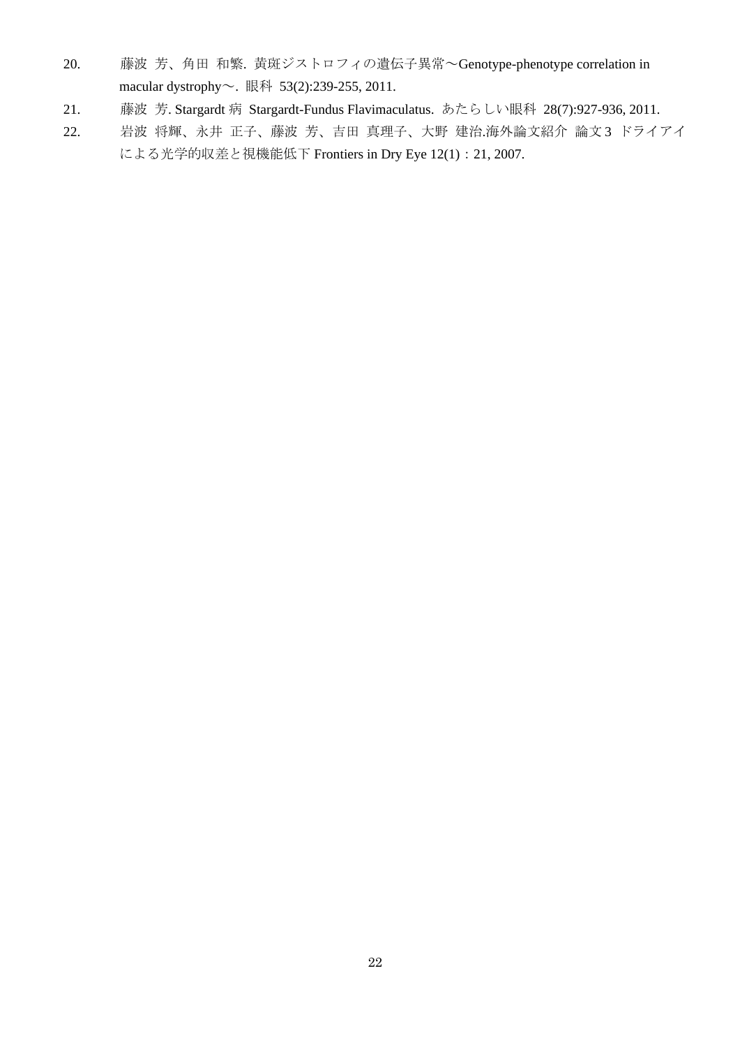20. 藤波 芳、角田 和繁. 黄斑ジストロフィの遺伝子異常〜Genotype-phenotype correlation in macular dystrophy〜. 眼科 53(2):239-255, 2011.
21. 藤波 芳. Stargardt 病 Stargardt-Fundus Flavimaculatus. あたらしい眼科 28(7):927-936, 2011.
22. 岩波 将輝、永井 正子、藤波 芳、吉田 真理子、大野 建治.海外論文紹介 論文3 ドライアイによる光学的収差と視機能低下 Frontiers in Dry Eye 12(1)：21, 2007.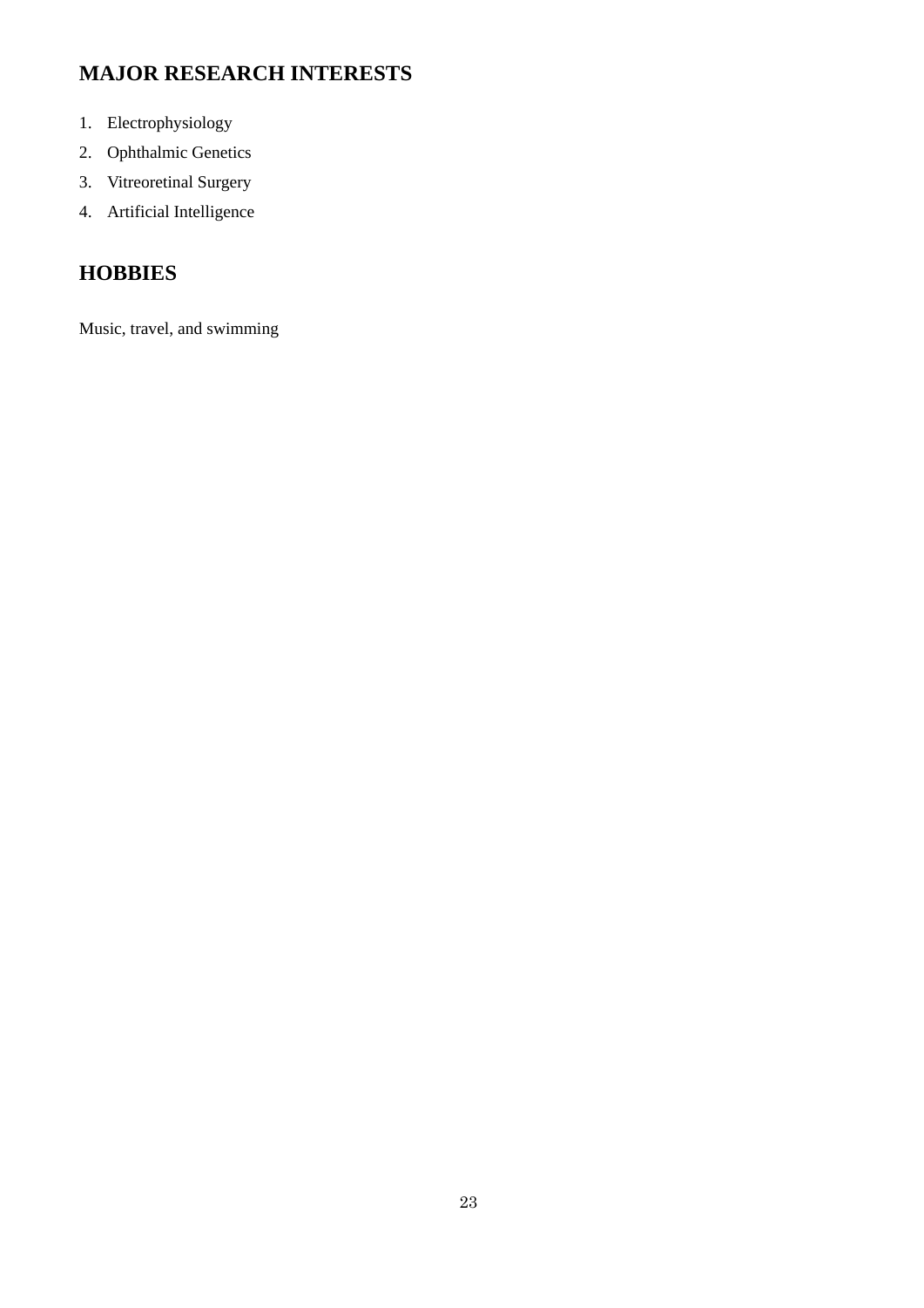## MAJOR RESEARCH INTERESTS

1. Electrophysiology
2. Ophthalmic Genetics
3. Vitreoretinal Surgery
4. Artificial Intelligence

## HOBBIES

Music, travel, and swimming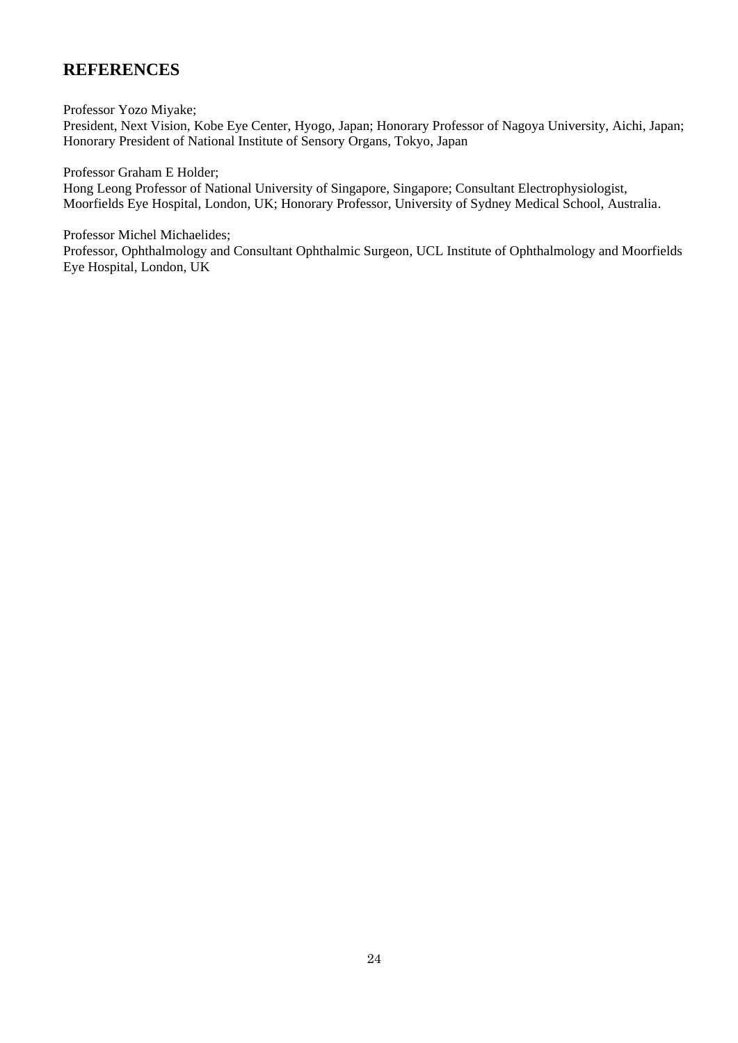## REFERENCES

Professor Yozo Miyake;
President, Next Vision, Kobe Eye Center, Hyogo, Japan; Honorary Professor of Nagoya University, Aichi, Japan; Honorary President of National Institute of Sensory Organs, Tokyo, Japan

Professor Graham E Holder;
Hong Leong Professor of National University of Singapore, Singapore; Consultant Electrophysiologist, Moorfields Eye Hospital, London, UK; Honorary Professor, University of Sydney Medical School, Australia.

Professor Michel Michaelides;
Professor, Ophthalmology and Consultant Ophthalmic Surgeon, UCL Institute of Ophthalmology and Moorfields Eye Hospital, London, UK